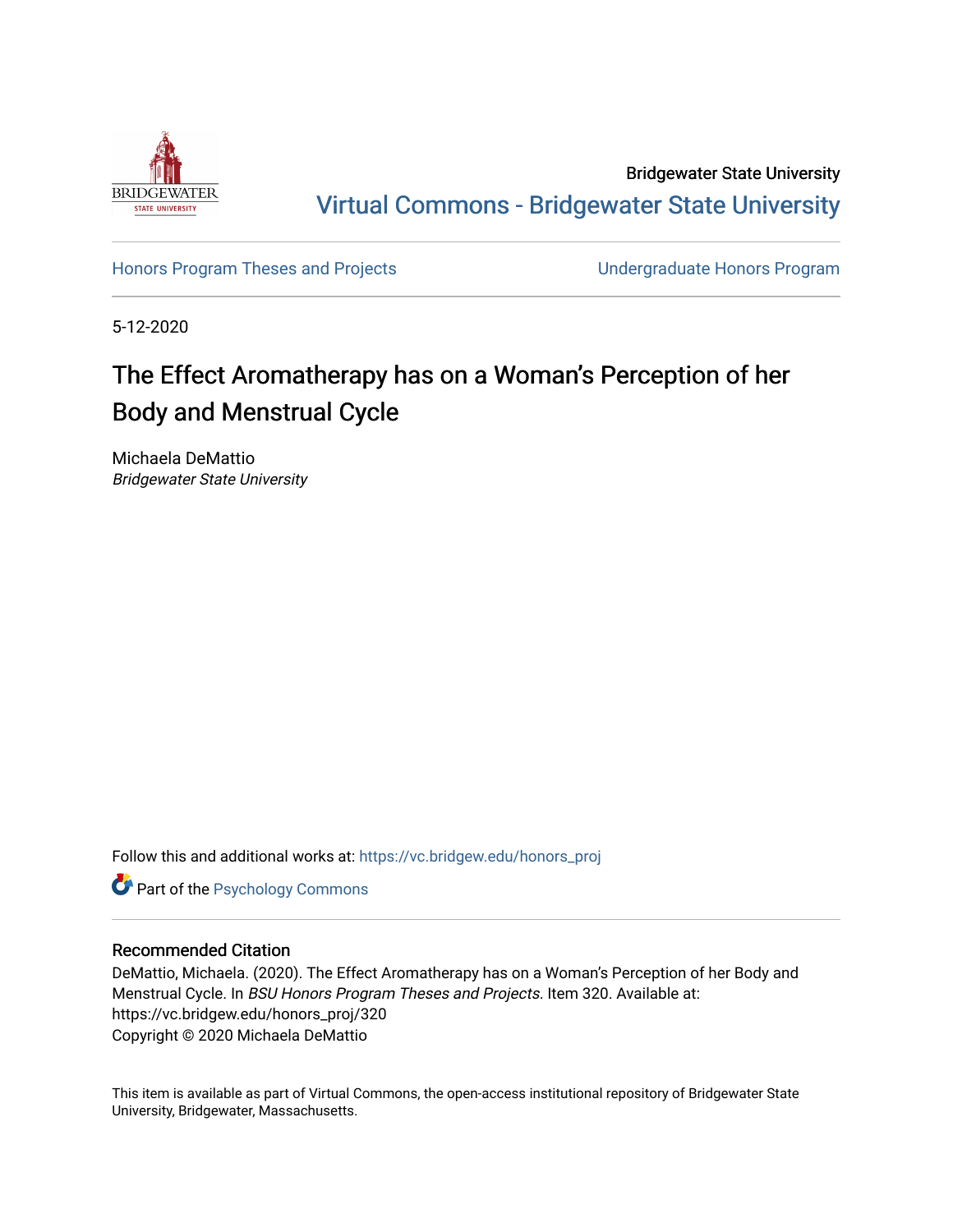Bridgewater State University

Virtual Commons - Bridgewater State University

Honors Program Theses and Projects | Undergraduate Honors Program

5-12-2020

# The Effect Aromatherapy has on a Woman's Perception of her Body and Menstrual Cycle

Michaela DeMattio

*Bridgewater State University*

Follow this and additional works at: https://vc.bridgew.edu/honors_proj

Part of the Psychology Commons

## Recommended Citation

DeMattio, Michaela. (2020). The Effect Aromatherapy has on a Woman's Perception of her Body and Menstrual Cycle. In *BSU Honors Program Theses and Projects.* Item 320. Available at: https://vc.bridgew.edu/honors_proj/320

Copyright © 2020 Michaela DeMattio

This item is available as part of Virtual Commons, the open-access institutional repository of Bridgewater State University, Bridgewater, Massachusetts.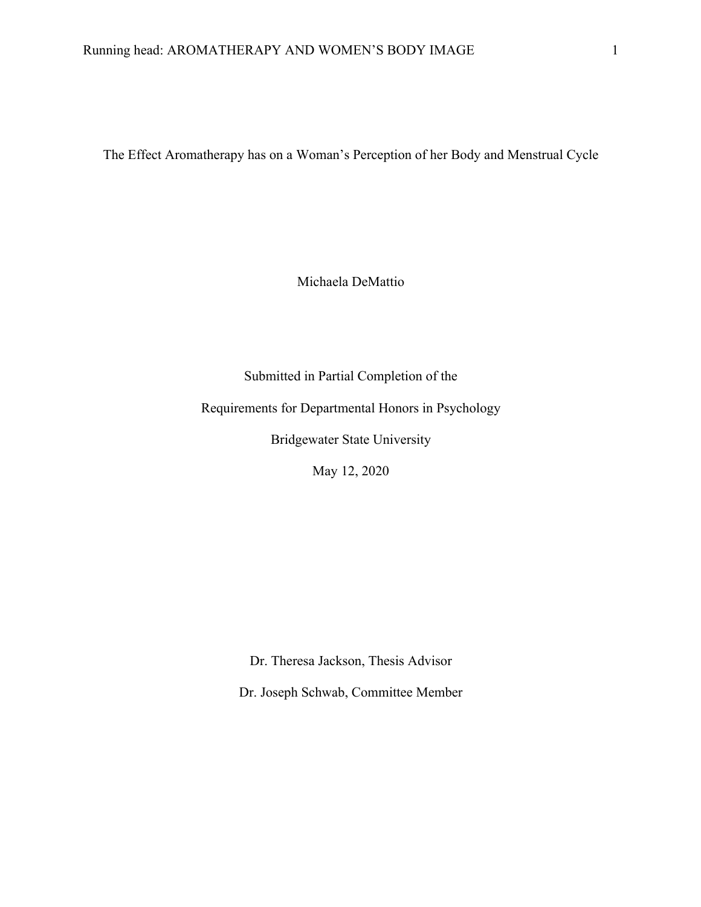# The Effect Aromatherapy has on a Woman's Perception of her Body and Menstrual Cycle

Michaela DeMattio

Submitted in Partial Completion of the

Requirements for Departmental Honors in Psychology

Bridgewater State University

May 12, 2020

Dr. Theresa Jackson, Thesis Advisor

Dr. Joseph Schwab, Committee Member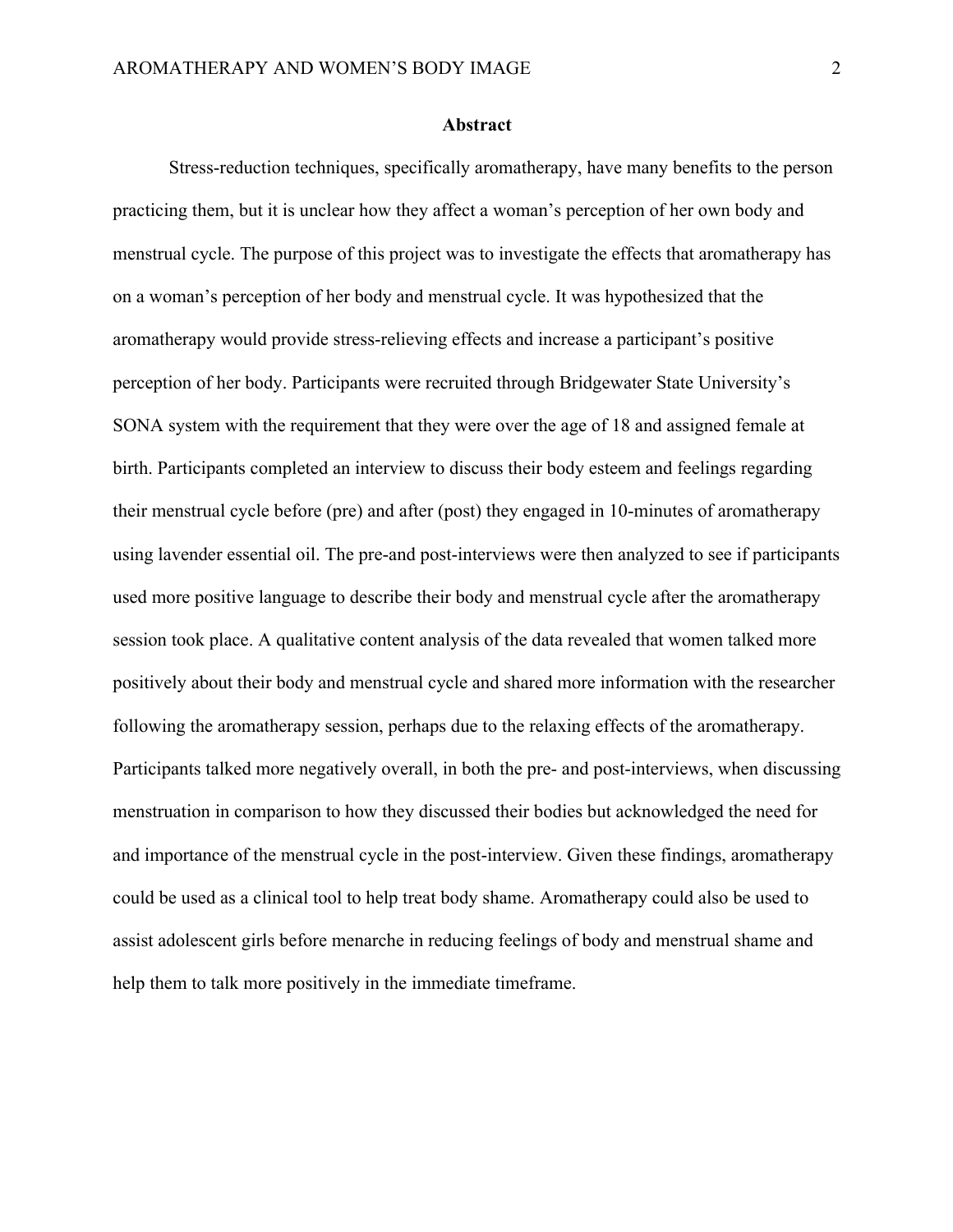## Abstract

Stress-reduction techniques, specifically aromatherapy, have many benefits to the person practicing them, but it is unclear how they affect a woman's perception of her own body and menstrual cycle. The purpose of this project was to investigate the effects that aromatherapy has on a woman's perception of her body and menstrual cycle. It was hypothesized that the aromatherapy would provide stress-relieving effects and increase a participant's positive perception of her body. Participants were recruited through Bridgewater State University's SONA system with the requirement that they were over the age of 18 and assigned female at birth. Participants completed an interview to discuss their body esteem and feelings regarding their menstrual cycle before (pre) and after (post) they engaged in 10-minutes of aromatherapy using lavender essential oil. The pre-and post-interviews were then analyzed to see if participants used more positive language to describe their body and menstrual cycle after the aromatherapy session took place. A qualitative content analysis of the data revealed that women talked more positively about their body and menstrual cycle and shared more information with the researcher following the aromatherapy session, perhaps due to the relaxing effects of the aromatherapy. Participants talked more negatively overall, in both the pre- and post-interviews, when discussing menstruation in comparison to how they discussed their bodies but acknowledged the need for and importance of the menstrual cycle in the post-interview. Given these findings, aromatherapy could be used as a clinical tool to help treat body shame. Aromatherapy could also be used to assist adolescent girls before menarche in reducing feelings of body and menstrual shame and help them to talk more positively in the immediate timeframe.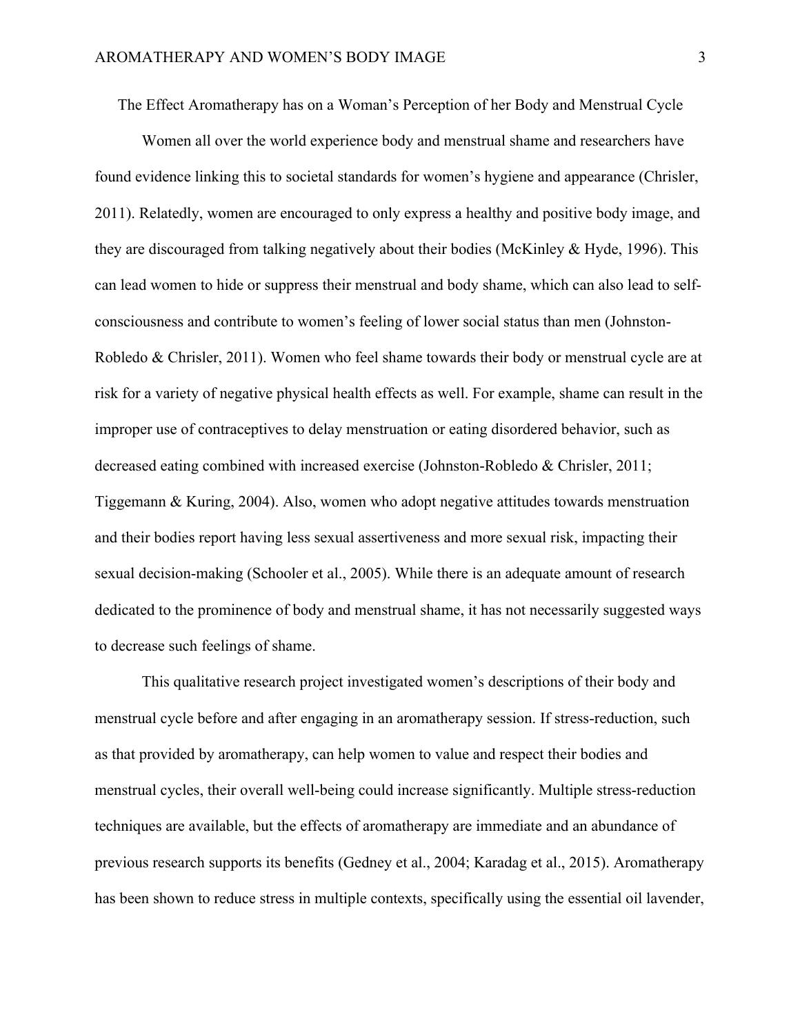The Effect Aromatherapy has on a Woman's Perception of her Body and Menstrual Cycle

Women all over the world experience body and menstrual shame and researchers have found evidence linking this to societal standards for women's hygiene and appearance (Chrisler, 2011). Relatedly, women are encouraged to only express a healthy and positive body image, and they are discouraged from talking negatively about their bodies (McKinley & Hyde, 1996). This can lead women to hide or suppress their menstrual and body shame, which can also lead to self-consciousness and contribute to women's feeling of lower social status than men (Johnston-Robledo & Chrisler, 2011). Women who feel shame towards their body or menstrual cycle are at risk for a variety of negative physical health effects as well. For example, shame can result in the improper use of contraceptives to delay menstruation or eating disordered behavior, such as decreased eating combined with increased exercise (Johnston-Robledo & Chrisler, 2011; Tiggemann & Kuring, 2004). Also, women who adopt negative attitudes towards menstruation and their bodies report having less sexual assertiveness and more sexual risk, impacting their sexual decision-making (Schooler et al., 2005). While there is an adequate amount of research dedicated to the prominence of body and menstrual shame, it has not necessarily suggested ways to decrease such feelings of shame.

This qualitative research project investigated women's descriptions of their body and menstrual cycle before and after engaging in an aromatherapy session. If stress-reduction, such as that provided by aromatherapy, can help women to value and respect their bodies and menstrual cycles, their overall well-being could increase significantly. Multiple stress-reduction techniques are available, but the effects of aromatherapy are immediate and an abundance of previous research supports its benefits (Gedney et al., 2004; Karadag et al., 2015). Aromatherapy has been shown to reduce stress in multiple contexts, specifically using the essential oil lavender,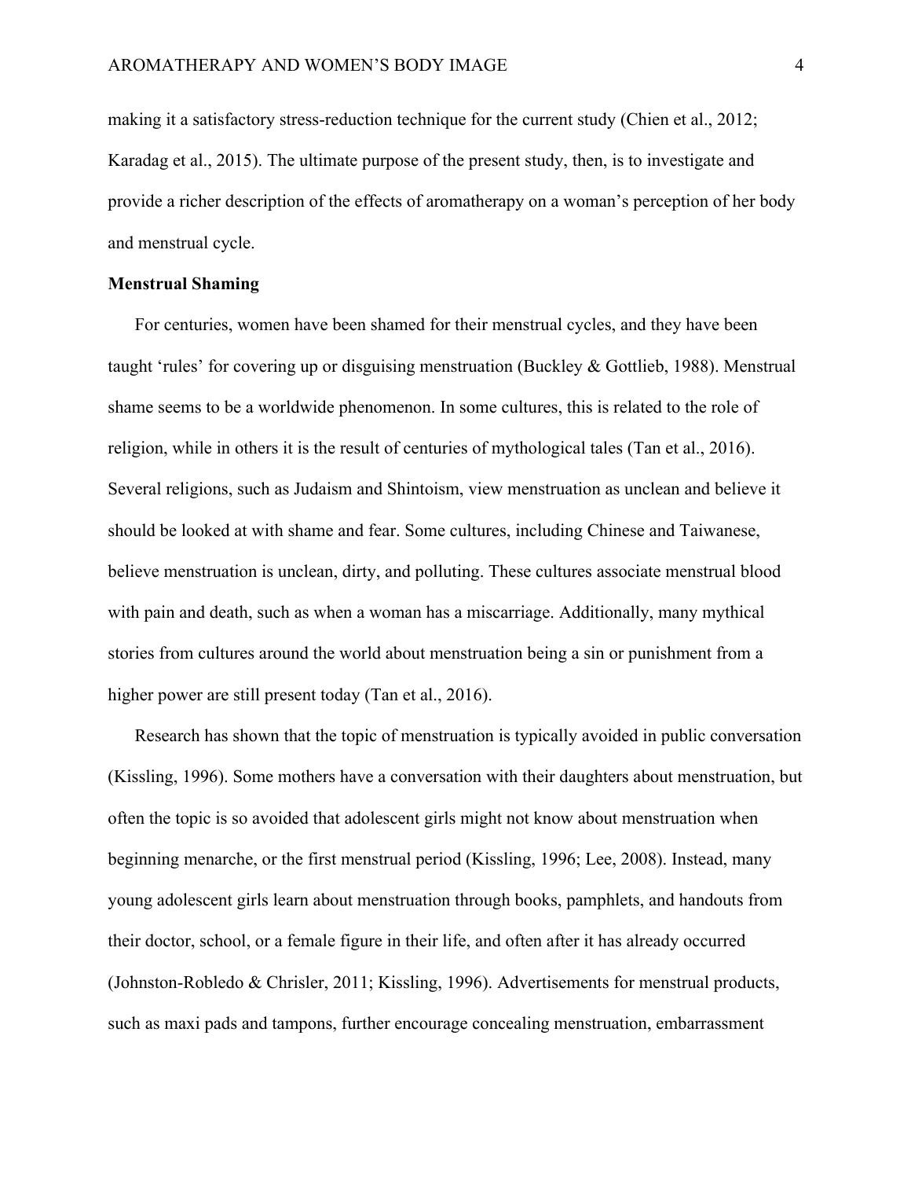making it a satisfactory stress-reduction technique for the current study (Chien et al., 2012; Karadag et al., 2015). The ultimate purpose of the present study, then, is to investigate and provide a richer description of the effects of aromatherapy on a woman's perception of her body and menstrual cycle.

**Menstrual Shaming**

For centuries, women have been shamed for their menstrual cycles, and they have been taught 'rules' for covering up or disguising menstruation (Buckley & Gottlieb, 1988). Menstrual shame seems to be a worldwide phenomenon. In some cultures, this is related to the role of religion, while in others it is the result of centuries of mythological tales (Tan et al., 2016). Several religions, such as Judaism and Shintoism, view menstruation as unclean and believe it should be looked at with shame and fear. Some cultures, including Chinese and Taiwanese, believe menstruation is unclean, dirty, and polluting. These cultures associate menstrual blood with pain and death, such as when a woman has a miscarriage. Additionally, many mythical stories from cultures around the world about menstruation being a sin or punishment from a higher power are still present today (Tan et al., 2016).

Research has shown that the topic of menstruation is typically avoided in public conversation (Kissling, 1996). Some mothers have a conversation with their daughters about menstruation, but often the topic is so avoided that adolescent girls might not know about menstruation when beginning menarche, or the first menstrual period (Kissling, 1996; Lee, 2008). Instead, many young adolescent girls learn about menstruation through books, pamphlets, and handouts from their doctor, school, or a female figure in their life, and often after it has already occurred (Johnston-Robledo & Chrisler, 2011; Kissling, 1996). Advertisements for menstrual products, such as maxi pads and tampons, further encourage concealing menstruation, embarrassment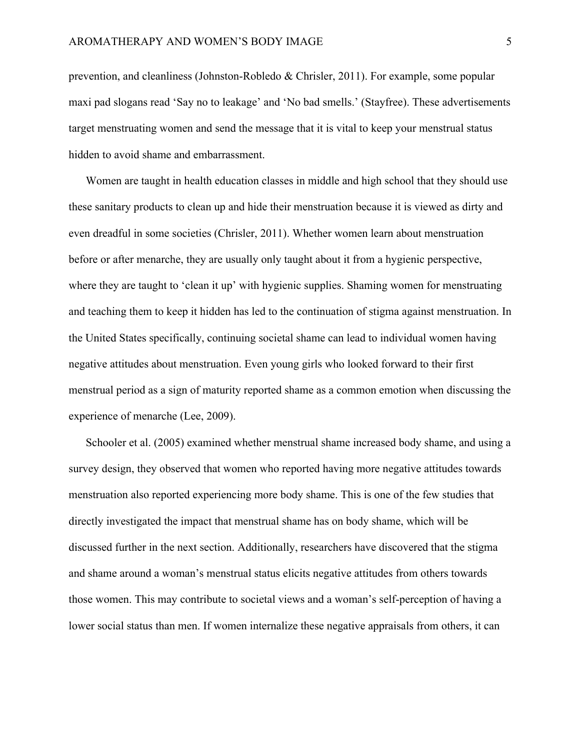prevention, and cleanliness (Johnston-Robledo & Chrisler, 2011). For example, some popular maxi pad slogans read 'Say no to leakage' and 'No bad smells.' (Stayfree). These advertisements target menstruating women and send the message that it is vital to keep your menstrual status hidden to avoid shame and embarrassment.

Women are taught in health education classes in middle and high school that they should use these sanitary products to clean up and hide their menstruation because it is viewed as dirty and even dreadful in some societies (Chrisler, 2011). Whether women learn about menstruation before or after menarche, they are usually only taught about it from a hygienic perspective, where they are taught to 'clean it up' with hygienic supplies. Shaming women for menstruating and teaching them to keep it hidden has led to the continuation of stigma against menstruation. In the United States specifically, continuing societal shame can lead to individual women having negative attitudes about menstruation. Even young girls who looked forward to their first menstrual period as a sign of maturity reported shame as a common emotion when discussing the experience of menarche (Lee, 2009).

Schooler et al. (2005) examined whether menstrual shame increased body shame, and using a survey design, they observed that women who reported having more negative attitudes towards menstruation also reported experiencing more body shame. This is one of the few studies that directly investigated the impact that menstrual shame has on body shame, which will be discussed further in the next section. Additionally, researchers have discovered that the stigma and shame around a woman's menstrual status elicits negative attitudes from others towards those women. This may contribute to societal views and a woman's self-perception of having a lower social status than men. If women internalize these negative appraisals from others, it can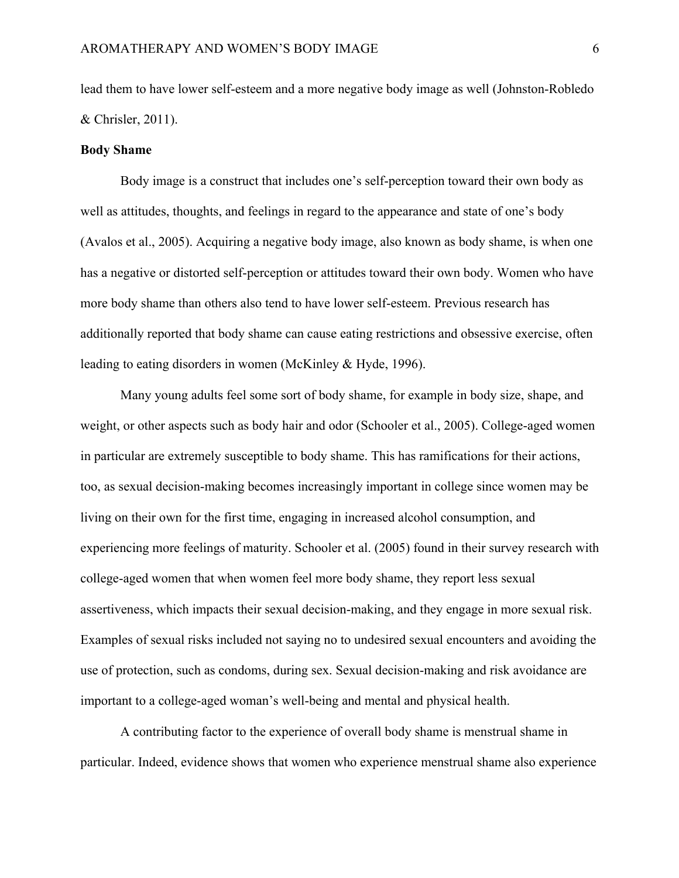lead them to have lower self-esteem and a more negative body image as well (Johnston-Robledo & Chrisler, 2011).

**Body Shame**

Body image is a construct that includes one's self-perception toward their own body as well as attitudes, thoughts, and feelings in regard to the appearance and state of one's body (Avalos et al., 2005). Acquiring a negative body image, also known as body shame, is when one has a negative or distorted self-perception or attitudes toward their own body. Women who have more body shame than others also tend to have lower self-esteem. Previous research has additionally reported that body shame can cause eating restrictions and obsessive exercise, often leading to eating disorders in women (McKinley & Hyde, 1996).

Many young adults feel some sort of body shame, for example in body size, shape, and weight, or other aspects such as body hair and odor (Schooler et al., 2005). College-aged women in particular are extremely susceptible to body shame. This has ramifications for their actions, too, as sexual decision-making becomes increasingly important in college since women may be living on their own for the first time, engaging in increased alcohol consumption, and experiencing more feelings of maturity. Schooler et al. (2005) found in their survey research with college-aged women that when women feel more body shame, they report less sexual assertiveness, which impacts their sexual decision-making, and they engage in more sexual risk. Examples of sexual risks included not saying no to undesired sexual encounters and avoiding the use of protection, such as condoms, during sex. Sexual decision-making and risk avoidance are important to a college-aged woman's well-being and mental and physical health.

A contributing factor to the experience of overall body shame is menstrual shame in particular. Indeed, evidence shows that women who experience menstrual shame also experience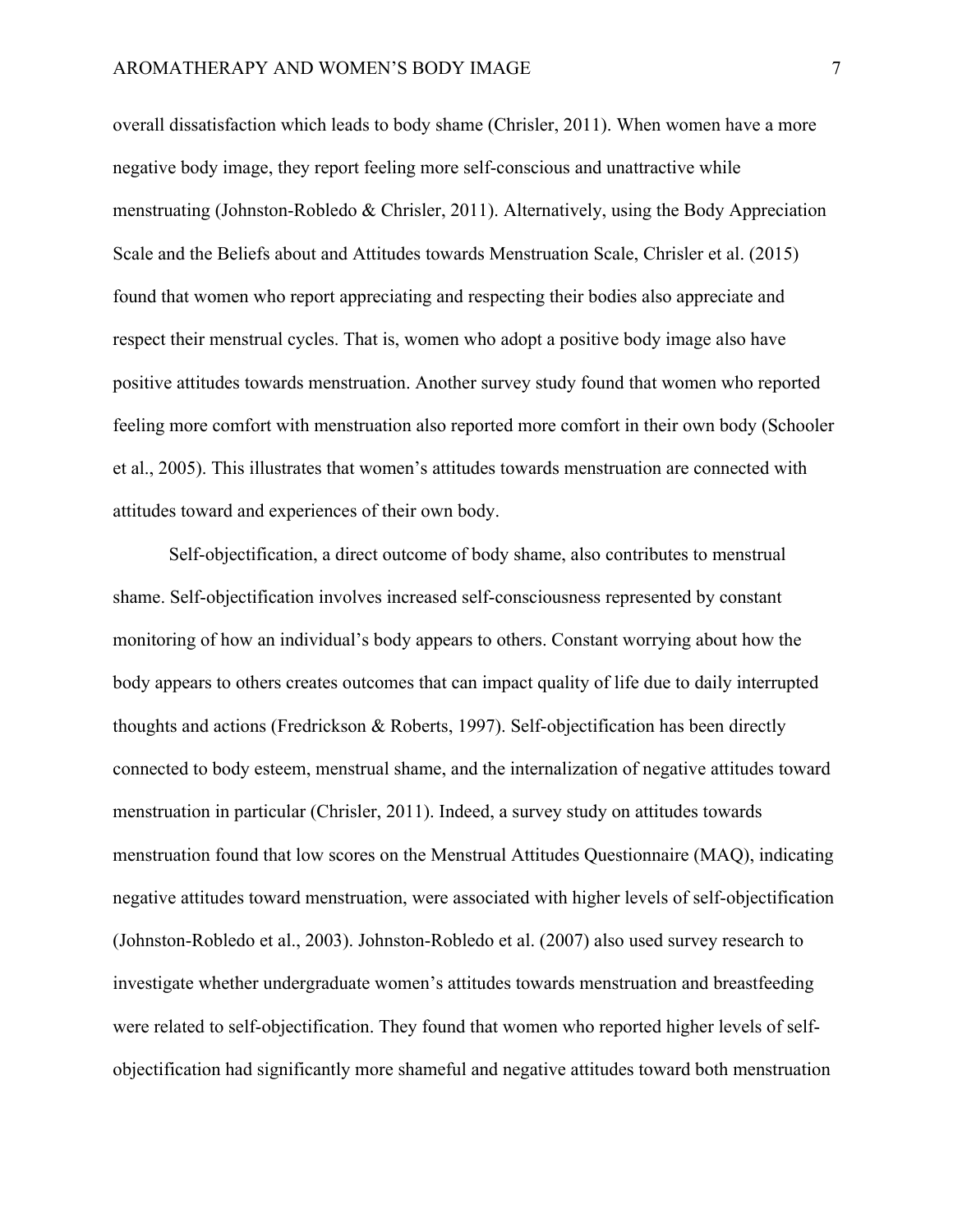overall dissatisfaction which leads to body shame (Chrisler, 2011). When women have a more negative body image, they report feeling more self-conscious and unattractive while menstruating (Johnston-Robledo & Chrisler, 2011). Alternatively, using the Body Appreciation Scale and the Beliefs about and Attitudes towards Menstruation Scale, Chrisler et al. (2015) found that women who report appreciating and respecting their bodies also appreciate and respect their menstrual cycles. That is, women who adopt a positive body image also have positive attitudes towards menstruation. Another survey study found that women who reported feeling more comfort with menstruation also reported more comfort in their own body (Schooler et al., 2005). This illustrates that women's attitudes towards menstruation are connected with attitudes toward and experiences of their own body.

Self-objectification, a direct outcome of body shame, also contributes to menstrual shame. Self-objectification involves increased self-consciousness represented by constant monitoring of how an individual's body appears to others. Constant worrying about how the body appears to others creates outcomes that can impact quality of life due to daily interrupted thoughts and actions (Fredrickson & Roberts, 1997). Self-objectification has been directly connected to body esteem, menstrual shame, and the internalization of negative attitudes toward menstruation in particular (Chrisler, 2011). Indeed, a survey study on attitudes towards menstruation found that low scores on the Menstrual Attitudes Questionnaire (MAQ), indicating negative attitudes toward menstruation, were associated with higher levels of self-objectification (Johnston-Robledo et al., 2003). Johnston-Robledo et al. (2007) also used survey research to investigate whether undergraduate women's attitudes towards menstruation and breastfeeding were related to self-objectification. They found that women who reported higher levels of self-objectification had significantly more shameful and negative attitudes toward both menstruation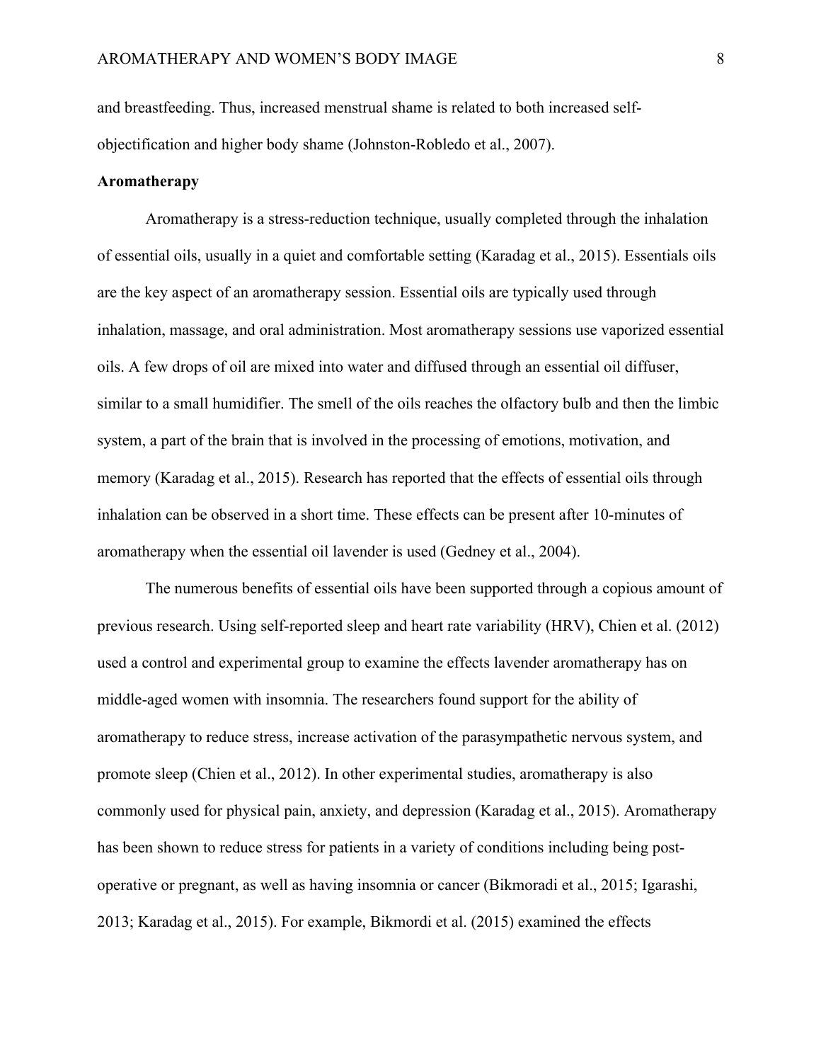and breastfeeding. Thus, increased menstrual shame is related to both increased self-objectification and higher body shame (Johnston-Robledo et al., 2007).

**Aromatherapy**

Aromatherapy is a stress-reduction technique, usually completed through the inhalation of essential oils, usually in a quiet and comfortable setting (Karadag et al., 2015). Essentials oils are the key aspect of an aromatherapy session. Essential oils are typically used through inhalation, massage, and oral administration. Most aromatherapy sessions use vaporized essential oils. A few drops of oil are mixed into water and diffused through an essential oil diffuser, similar to a small humidifier. The smell of the oils reaches the olfactory bulb and then the limbic system, a part of the brain that is involved in the processing of emotions, motivation, and memory (Karadag et al., 2015). Research has reported that the effects of essential oils through inhalation can be observed in a short time. These effects can be present after 10-minutes of aromatherapy when the essential oil lavender is used (Gedney et al., 2004).

The numerous benefits of essential oils have been supported through a copious amount of previous research. Using self-reported sleep and heart rate variability (HRV), Chien et al. (2012) used a control and experimental group to examine the effects lavender aromatherapy has on middle-aged women with insomnia. The researchers found support for the ability of aromatherapy to reduce stress, increase activation of the parasympathetic nervous system, and promote sleep (Chien et al., 2012). In other experimental studies, aromatherapy is also commonly used for physical pain, anxiety, and depression (Karadag et al., 2015). Aromatherapy has been shown to reduce stress for patients in a variety of conditions including being post-operative or pregnant, as well as having insomnia or cancer (Bikmoradi et al., 2015; Igarashi, 2013; Karadag et al., 2015). For example, Bikmordi et al. (2015) examined the effects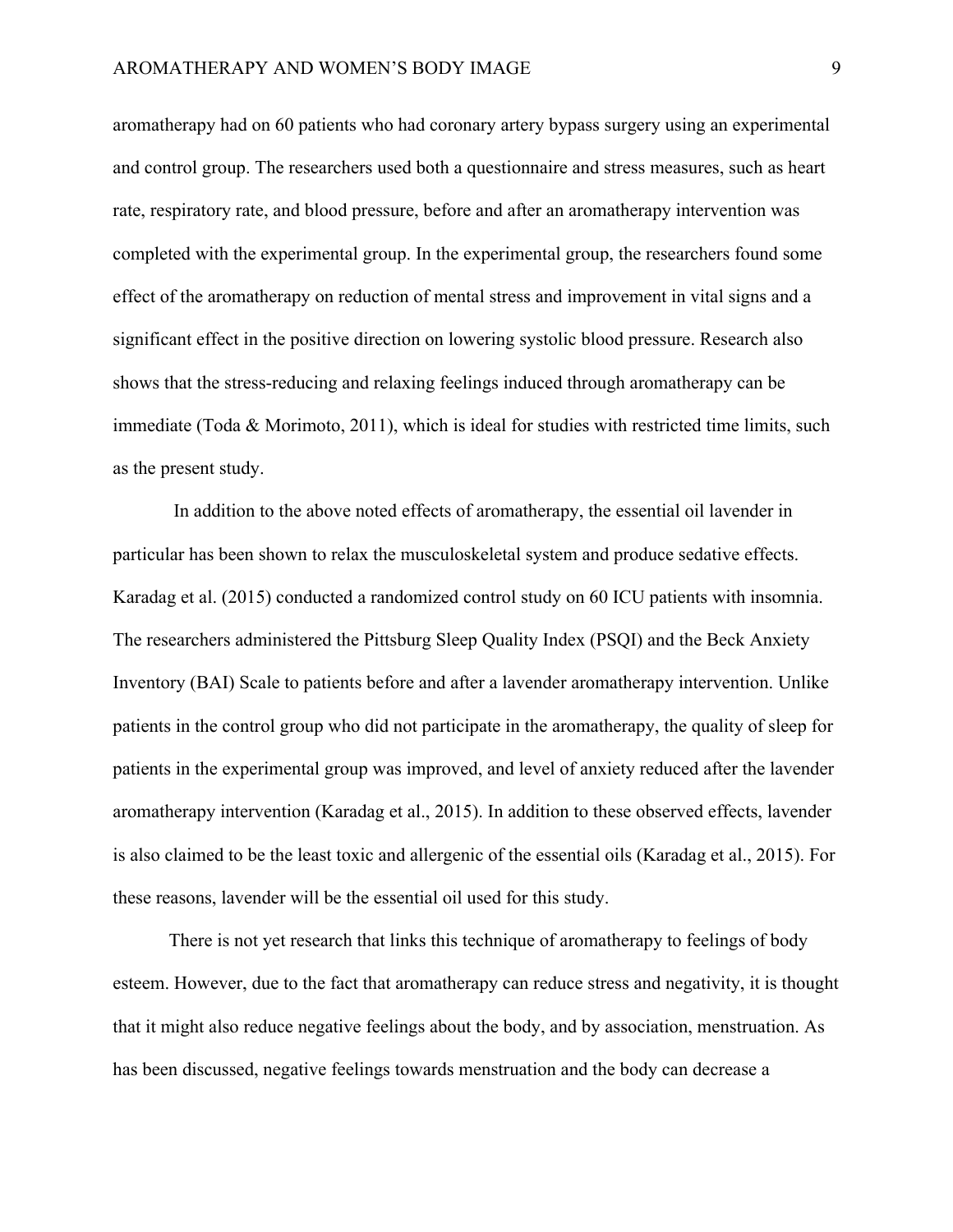aromatherapy had on 60 patients who had coronary artery bypass surgery using an experimental and control group. The researchers used both a questionnaire and stress measures, such as heart rate, respiratory rate, and blood pressure, before and after an aromatherapy intervention was completed with the experimental group. In the experimental group, the researchers found some effect of the aromatherapy on reduction of mental stress and improvement in vital signs and a significant effect in the positive direction on lowering systolic blood pressure. Research also shows that the stress-reducing and relaxing feelings induced through aromatherapy can be immediate (Toda & Morimoto, 2011), which is ideal for studies with restricted time limits, such as the present study.

In addition to the above noted effects of aromatherapy, the essential oil lavender in particular has been shown to relax the musculoskeletal system and produce sedative effects. Karadag et al. (2015) conducted a randomized control study on 60 ICU patients with insomnia. The researchers administered the Pittsburg Sleep Quality Index (PSQI) and the Beck Anxiety Inventory (BAI) Scale to patients before and after a lavender aromatherapy intervention. Unlike patients in the control group who did not participate in the aromatherapy, the quality of sleep for patients in the experimental group was improved, and level of anxiety reduced after the lavender aromatherapy intervention (Karadag et al., 2015). In addition to these observed effects, lavender is also claimed to be the least toxic and allergenic of the essential oils (Karadag et al., 2015). For these reasons, lavender will be the essential oil used for this study.

There is not yet research that links this technique of aromatherapy to feelings of body esteem. However, due to the fact that aromatherapy can reduce stress and negativity, it is thought that it might also reduce negative feelings about the body, and by association, menstruation. As has been discussed, negative feelings towards menstruation and the body can decrease a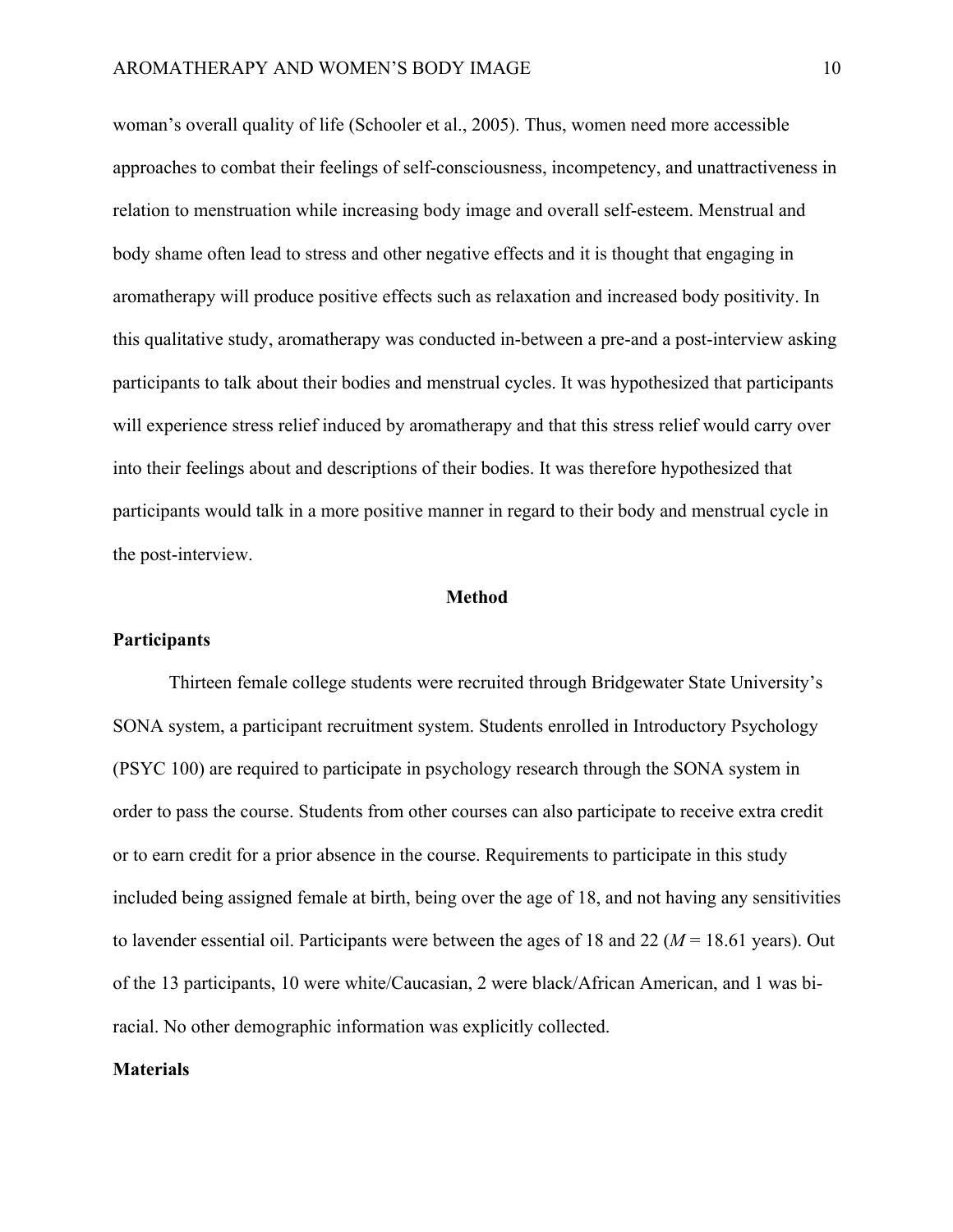woman's overall quality of life (Schooler et al., 2005). Thus, women need more accessible approaches to combat their feelings of self-consciousness, incompetency, and unattractiveness in relation to menstruation while increasing body image and overall self-esteem. Menstrual and body shame often lead to stress and other negative effects and it is thought that engaging in aromatherapy will produce positive effects such as relaxation and increased body positivity. In this qualitative study, aromatherapy was conducted in-between a pre-and a post-interview asking participants to talk about their bodies and menstrual cycles. It was hypothesized that participants will experience stress relief induced by aromatherapy and that this stress relief would carry over into their feelings about and descriptions of their bodies. It was therefore hypothesized that participants would talk in a more positive manner in regard to their body and menstrual cycle in the post-interview.

# Method

## Participants

Thirteen female college students were recruited through Bridgewater State University's SONA system, a participant recruitment system. Students enrolled in Introductory Psychology (PSYC 100) are required to participate in psychology research through the SONA system in order to pass the course. Students from other courses can also participate to receive extra credit or to earn credit for a prior absence in the course. Requirements to participate in this study included being assigned female at birth, being over the age of 18, and not having any sensitivities to lavender essential oil. Participants were between the ages of 18 and 22 ($M$ = 18.61 years). Out of the 13 participants, 10 were white/Caucasian, 2 were black/African American, and 1 was bi-racial. No other demographic information was explicitly collected.

## Materials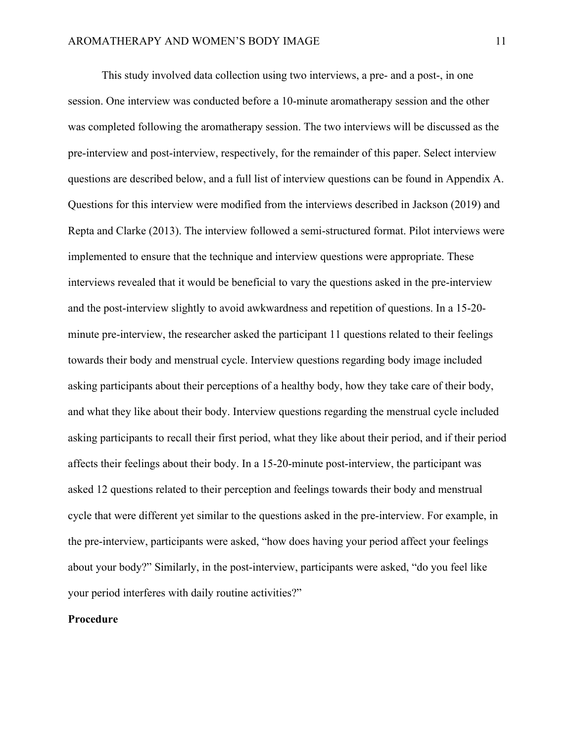This study involved data collection using two interviews, a pre- and a post-, in one session. One interview was conducted before a 10-minute aromatherapy session and the other was completed following the aromatherapy session. The two interviews will be discussed as the pre-interview and post-interview, respectively, for the remainder of this paper. Select interview questions are described below, and a full list of interview questions can be found in Appendix A. Questions for this interview were modified from the interviews described in Jackson (2019) and Repta and Clarke (2013). The interview followed a semi-structured format. Pilot interviews were implemented to ensure that the technique and interview questions were appropriate. These interviews revealed that it would be beneficial to vary the questions asked in the pre-interview and the post-interview slightly to avoid awkwardness and repetition of questions. In a 15-20-minute pre-interview, the researcher asked the participant 11 questions related to their feelings towards their body and menstrual cycle. Interview questions regarding body image included asking participants about their perceptions of a healthy body, how they take care of their body, and what they like about their body. Interview questions regarding the menstrual cycle included asking participants to recall their first period, what they like about their period, and if their period affects their feelings about their body. In a 15-20-minute post-interview, the participant was asked 12 questions related to their perception and feelings towards their body and menstrual cycle that were different yet similar to the questions asked in the pre-interview. For example, in the pre-interview, participants were asked, "how does having your period affect your feelings about your body?" Similarly, in the post-interview, participants were asked, "do you feel like your period interferes with daily routine activities?"

**Procedure**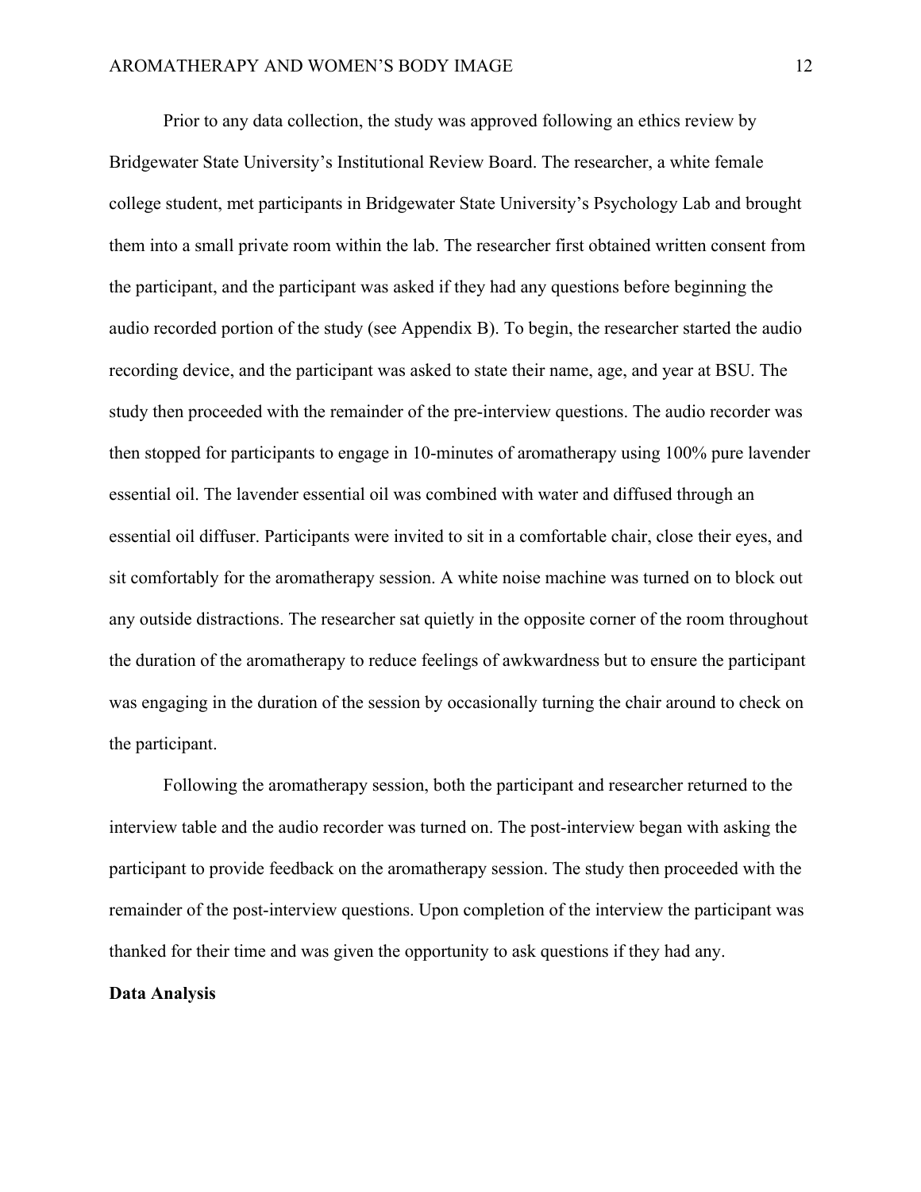Prior to any data collection, the study was approved following an ethics review by Bridgewater State University's Institutional Review Board. The researcher, a white female college student, met participants in Bridgewater State University's Psychology Lab and brought them into a small private room within the lab. The researcher first obtained written consent from the participant, and the participant was asked if they had any questions before beginning the audio recorded portion of the study (see Appendix B). To begin, the researcher started the audio recording device, and the participant was asked to state their name, age, and year at BSU. The study then proceeded with the remainder of the pre-interview questions. The audio recorder was then stopped for participants to engage in 10-minutes of aromatherapy using 100% pure lavender essential oil. The lavender essential oil was combined with water and diffused through an essential oil diffuser. Participants were invited to sit in a comfortable chair, close their eyes, and sit comfortably for the aromatherapy session. A white noise machine was turned on to block out any outside distractions. The researcher sat quietly in the opposite corner of the room throughout the duration of the aromatherapy to reduce feelings of awkwardness but to ensure the participant was engaging in the duration of the session by occasionally turning the chair around to check on the participant.

Following the aromatherapy session, both the participant and researcher returned to the interview table and the audio recorder was turned on. The post-interview began with asking the participant to provide feedback on the aromatherapy session. The study then proceeded with the remainder of the post-interview questions. Upon completion of the interview the participant was thanked for their time and was given the opportunity to ask questions if they had any.

**Data Analysis**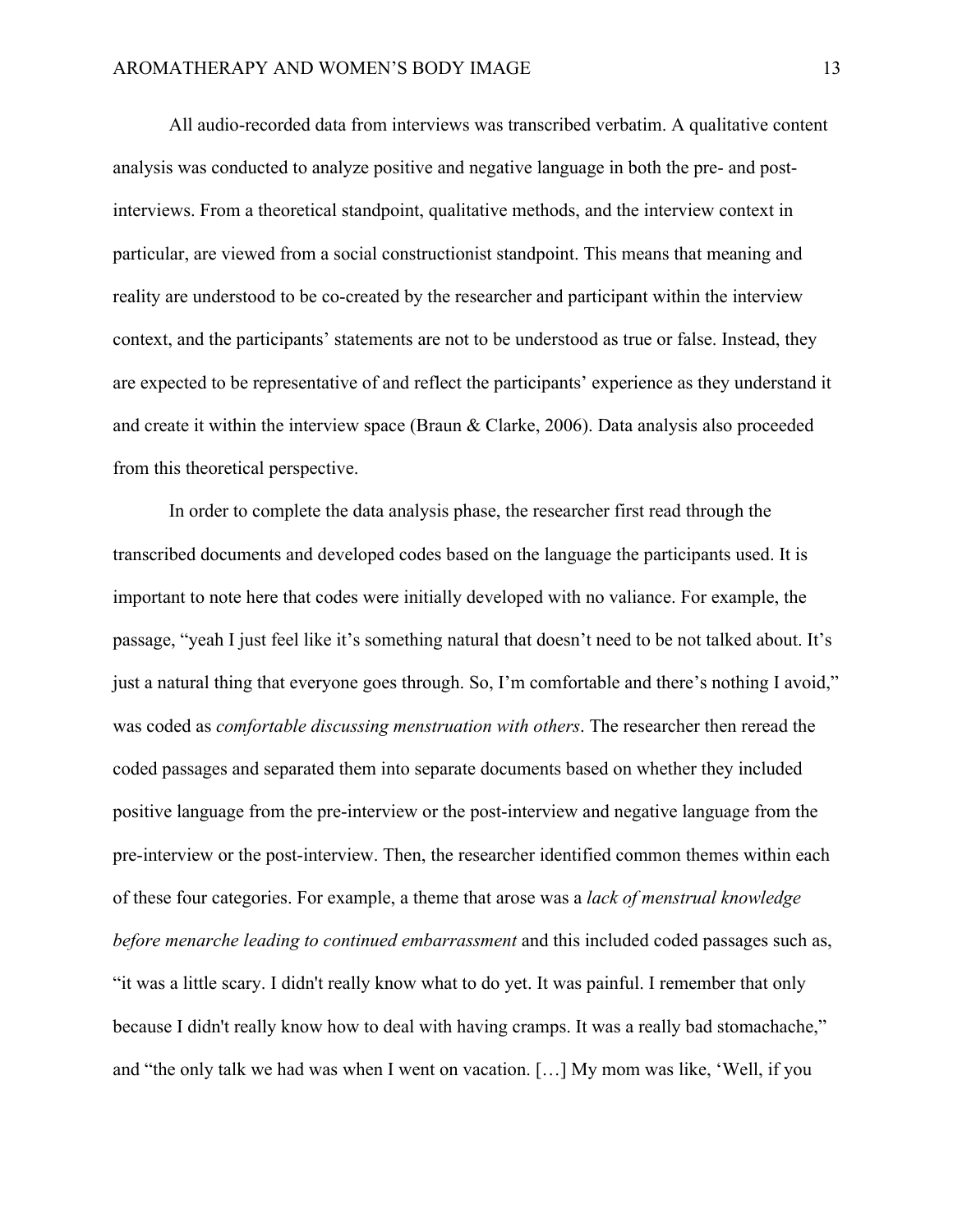All audio-recorded data from interviews was transcribed verbatim. A qualitative content analysis was conducted to analyze positive and negative language in both the pre- and post-interviews. From a theoretical standpoint, qualitative methods, and the interview context in particular, are viewed from a social constructionist standpoint. This means that meaning and reality are understood to be co-created by the researcher and participant within the interview context, and the participants' statements are not to be understood as true or false. Instead, they are expected to be representative of and reflect the participants' experience as they understand it and create it within the interview space (Braun & Clarke, 2006). Data analysis also proceeded from this theoretical perspective.

In order to complete the data analysis phase, the researcher first read through the transcribed documents and developed codes based on the language the participants used. It is important to note here that codes were initially developed with no valiance. For example, the passage, "yeah I just feel like it's something natural that doesn't need to be not talked about. It's just a natural thing that everyone goes through. So, I'm comfortable and there's nothing I avoid," was coded as *comfortable discussing menstruation with others*. The researcher then reread the coded passages and separated them into separate documents based on whether they included positive language from the pre-interview or the post-interview and negative language from the pre-interview or the post-interview. Then, the researcher identified common themes within each of these four categories. For example, a theme that arose was a *lack of menstrual knowledge before menarche leading to continued embarrassment* and this included coded passages such as, "it was a little scary. I didn't really know what to do yet. It was painful. I remember that only because I didn't really know how to deal with having cramps. It was a really bad stomachache," and "the only talk we had was when I went on vacation. […] My mom was like, 'Well, if you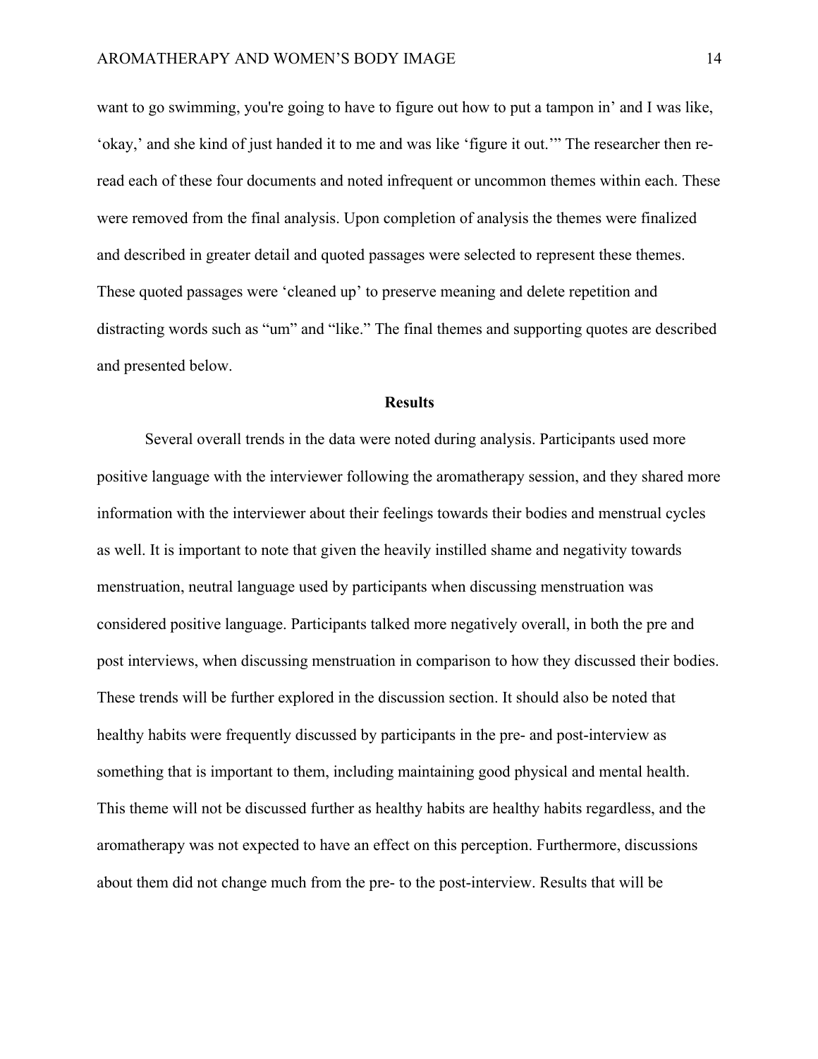want to go swimming, you're going to have to figure out how to put a tampon in' and I was like, 'okay,' and she kind of just handed it to me and was like 'figure it out.'" The researcher then re-read each of these four documents and noted infrequent or uncommon themes within each. These were removed from the final analysis. Upon completion of analysis the themes were finalized and described in greater detail and quoted passages were selected to represent these themes. These quoted passages were 'cleaned up' to preserve meaning and delete repetition and distracting words such as "um" and "like." The final themes and supporting quotes are described and presented below.

## Results

Several overall trends in the data were noted during analysis. Participants used more positive language with the interviewer following the aromatherapy session, and they shared more information with the interviewer about their feelings towards their bodies and menstrual cycles as well. It is important to note that given the heavily instilled shame and negativity towards menstruation, neutral language used by participants when discussing menstruation was considered positive language. Participants talked more negatively overall, in both the pre and post interviews, when discussing menstruation in comparison to how they discussed their bodies. These trends will be further explored in the discussion section. It should also be noted that healthy habits were frequently discussed by participants in the pre- and post-interview as something that is important to them, including maintaining good physical and mental health. This theme will not be discussed further as healthy habits are healthy habits regardless, and the aromatherapy was not expected to have an effect on this perception. Furthermore, discussions about them did not change much from the pre- to the post-interview. Results that will be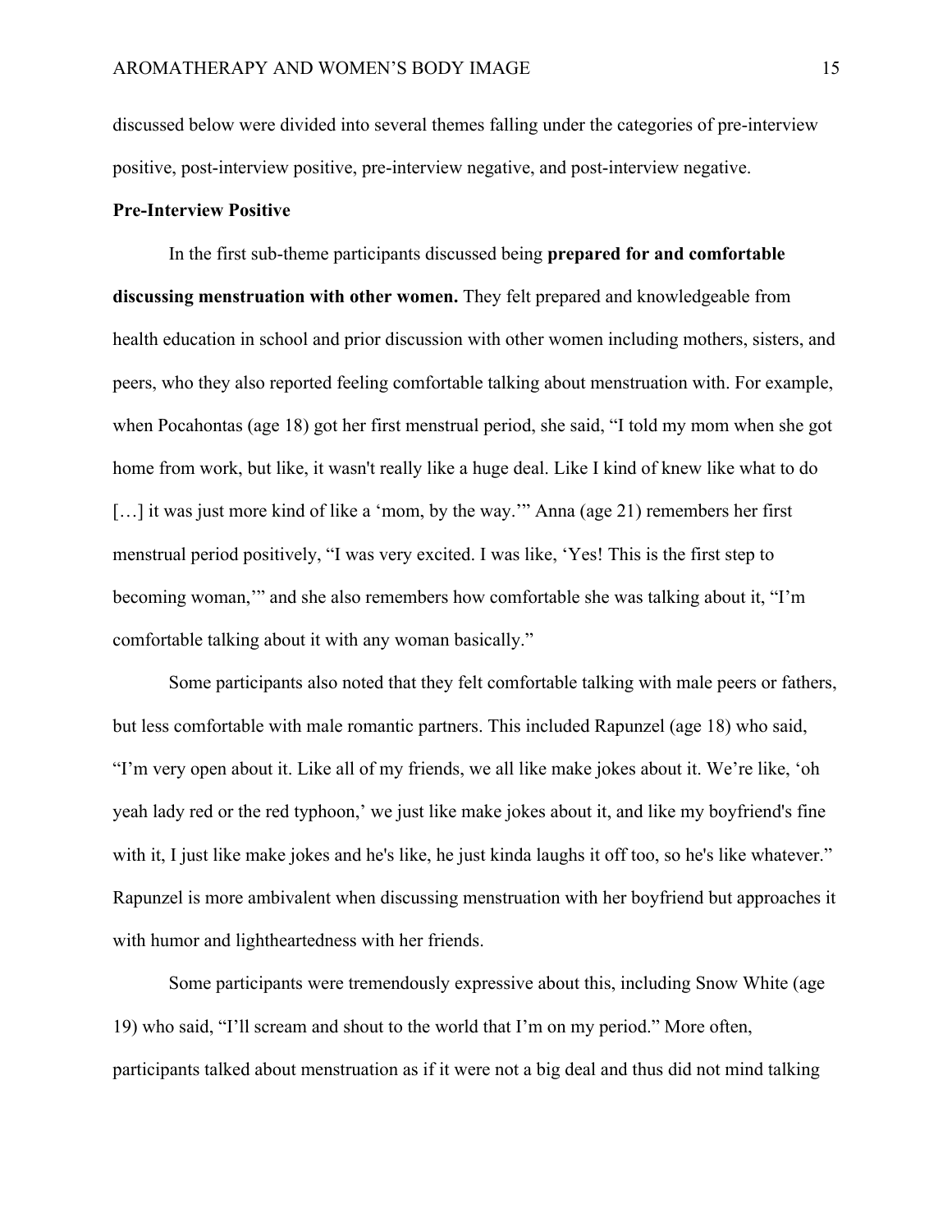discussed below were divided into several themes falling under the categories of pre-interview positive, post-interview positive, pre-interview negative, and post-interview negative.

**Pre-Interview Positive**

In the first sub-theme participants discussed being **prepared for and comfortable discussing menstruation with other women.** They felt prepared and knowledgeable from health education in school and prior discussion with other women including mothers, sisters, and peers, who they also reported feeling comfortable talking about menstruation with. For example, when Pocahontas (age 18) got her first menstrual period, she said, "I told my mom when she got home from work, but like, it wasn't really like a huge deal. Like I kind of knew like what to do [...] it was just more kind of like a 'mom, by the way.'" Anna (age 21) remembers her first menstrual period positively, "I was very excited. I was like, 'Yes! This is the first step to becoming woman,'" and she also remembers how comfortable she was talking about it, "I'm comfortable talking about it with any woman basically."

Some participants also noted that they felt comfortable talking with male peers or fathers, but less comfortable with male romantic partners. This included Rapunzel (age 18) who said, "I'm very open about it. Like all of my friends, we all like make jokes about it. We're like, 'oh yeah lady red or the red typhoon,' we just like make jokes about it, and like my boyfriend's fine with it, I just like make jokes and he's like, he just kinda laughs it off too, so he's like whatever." Rapunzel is more ambivalent when discussing menstruation with her boyfriend but approaches it with humor and lightheartedness with her friends.

Some participants were tremendously expressive about this, including Snow White (age 19) who said, "I'll scream and shout to the world that I'm on my period." More often, participants talked about menstruation as if it were not a big deal and thus did not mind talking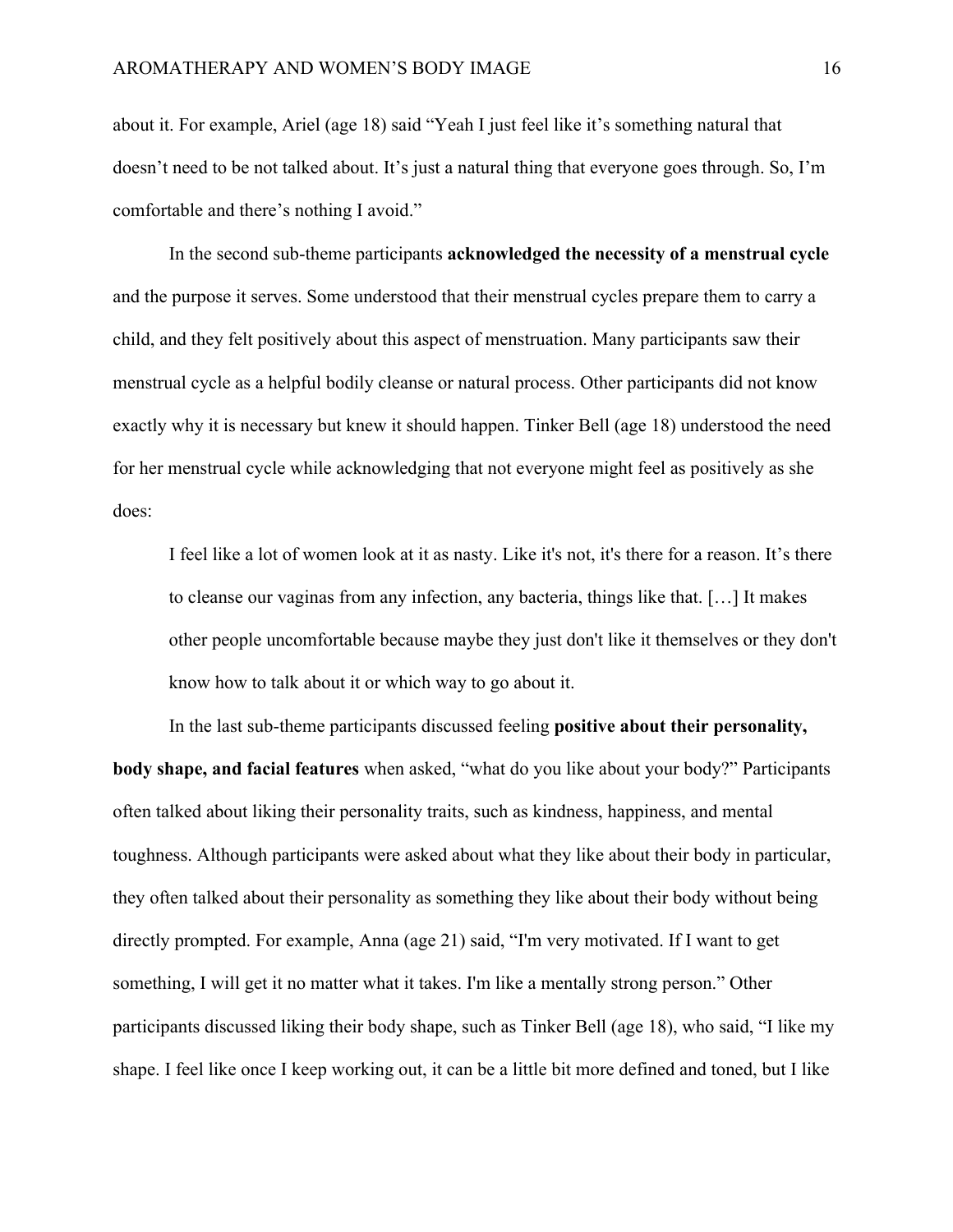about it. For example, Ariel (age 18) said "Yeah I just feel like it's something natural that doesn't need to be not talked about. It's just a natural thing that everyone goes through. So, I'm comfortable and there's nothing I avoid."

In the second sub-theme participants **acknowledged the necessity of a menstrual cycle** and the purpose it serves. Some understood that their menstrual cycles prepare them to carry a child, and they felt positively about this aspect of menstruation. Many participants saw their menstrual cycle as a helpful bodily cleanse or natural process. Other participants did not know exactly why it is necessary but knew it should happen. Tinker Bell (age 18) understood the need for her menstrual cycle while acknowledging that not everyone might feel as positively as she does:

> I feel like a lot of women look at it as nasty. Like it's not, it's there for a reason. It's there to cleanse our vaginas from any infection, any bacteria, things like that. […] It makes other people uncomfortable because maybe they just don't like it themselves or they don't know how to talk about it or which way to go about it.

In the last sub-theme participants discussed feeling **positive about their personality, body shape, and facial features** when asked, "what do you like about your body?" Participants often talked about liking their personality traits, such as kindness, happiness, and mental toughness. Although participants were asked about what they like about their body in particular, they often talked about their personality as something they like about their body without being directly prompted. For example, Anna (age 21) said, "I'm very motivated. If I want to get something, I will get it no matter what it takes. I'm like a mentally strong person." Other participants discussed liking their body shape, such as Tinker Bell (age 18), who said, "I like my shape. I feel like once I keep working out, it can be a little bit more defined and toned, but I like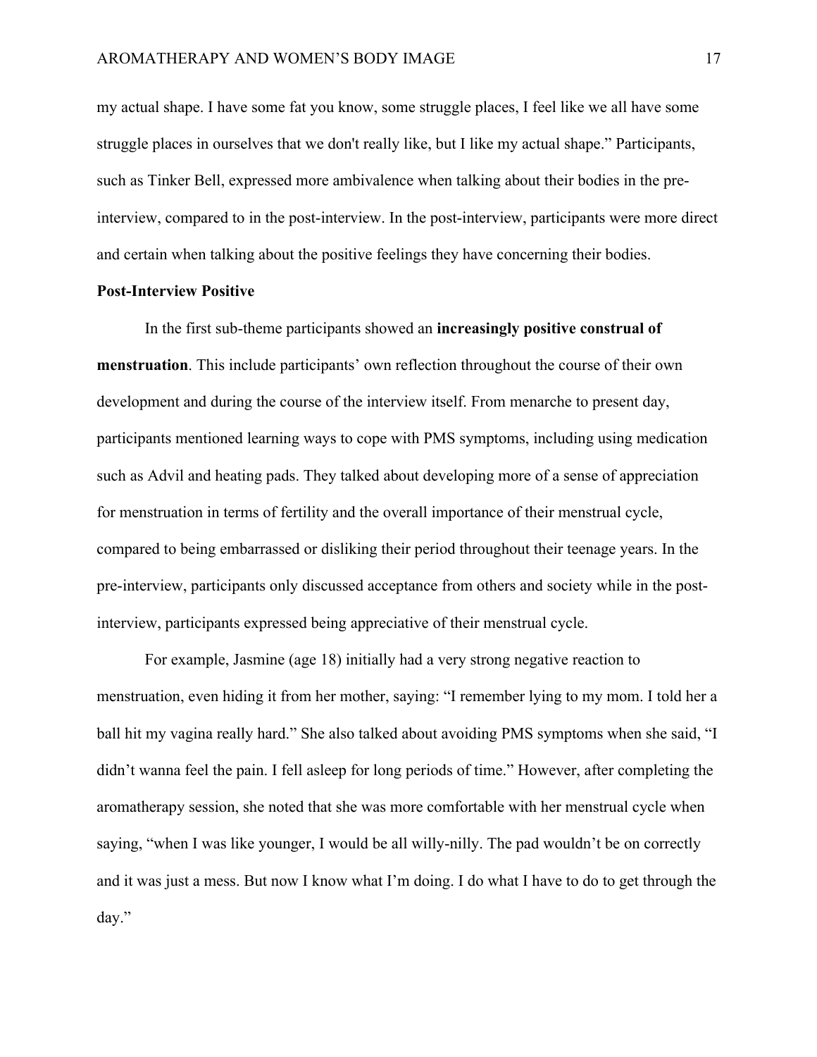my actual shape. I have some fat you know, some struggle places, I feel like we all have some struggle places in ourselves that we don't really like, but I like my actual shape." Participants, such as Tinker Bell, expressed more ambivalence when talking about their bodies in the pre-interview, compared to in the post-interview. In the post-interview, participants were more direct and certain when talking about the positive feelings they have concerning their bodies.

**Post-Interview Positive**

In the first sub-theme participants showed an **increasingly positive construal of menstruation**. This include participants' own reflection throughout the course of their own development and during the course of the interview itself. From menarche to present day, participants mentioned learning ways to cope with PMS symptoms, including using medication such as Advil and heating pads. They talked about developing more of a sense of appreciation for menstruation in terms of fertility and the overall importance of their menstrual cycle, compared to being embarrassed or disliking their period throughout their teenage years. In the pre-interview, participants only discussed acceptance from others and society while in the post-interview, participants expressed being appreciative of their menstrual cycle.

For example, Jasmine (age 18) initially had a very strong negative reaction to menstruation, even hiding it from her mother, saying: "I remember lying to my mom. I told her a ball hit my vagina really hard." She also talked about avoiding PMS symptoms when she said, "I didn't wanna feel the pain. I fell asleep for long periods of time." However, after completing the aromatherapy session, she noted that she was more comfortable with her menstrual cycle when saying, "when I was like younger, I would be all willy-nilly. The pad wouldn't be on correctly and it was just a mess. But now I know what I'm doing. I do what I have to do to get through the day."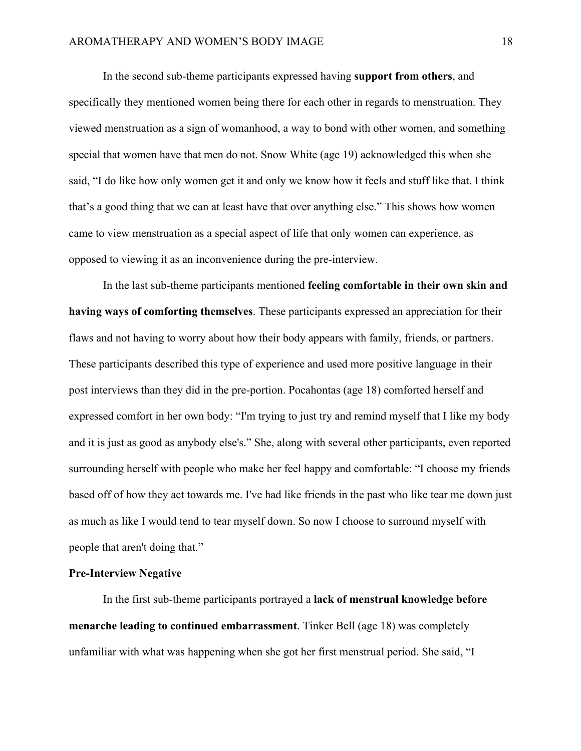In the second sub-theme participants expressed having **support from others**, and specifically they mentioned women being there for each other in regards to menstruation. They viewed menstruation as a sign of womanhood, a way to bond with other women, and something special that women have that men do not. Snow White (age 19) acknowledged this when she said, "I do like how only women get it and only we know how it feels and stuff like that. I think that's a good thing that we can at least have that over anything else." This shows how women came to view menstruation as a special aspect of life that only women can experience, as opposed to viewing it as an inconvenience during the pre-interview.

In the last sub-theme participants mentioned **feeling comfortable in their own skin and having ways of comforting themselves**. These participants expressed an appreciation for their flaws and not having to worry about how their body appears with family, friends, or partners. These participants described this type of experience and used more positive language in their post interviews than they did in the pre-portion. Pocahontas (age 18) comforted herself and expressed comfort in her own body: "I'm trying to just try and remind myself that I like my body and it is just as good as anybody else's." She, along with several other participants, even reported surrounding herself with people who make her feel happy and comfortable: "I choose my friends based off of how they act towards me. I've had like friends in the past who like tear me down just as much as like I would tend to tear myself down. So now I choose to surround myself with people that aren't doing that."

**Pre-Interview Negative**

In the first sub-theme participants portrayed a **lack of menstrual knowledge before menarche leading to continued embarrassment**. Tinker Bell (age 18) was completely unfamiliar with what was happening when she got her first menstrual period. She said, "I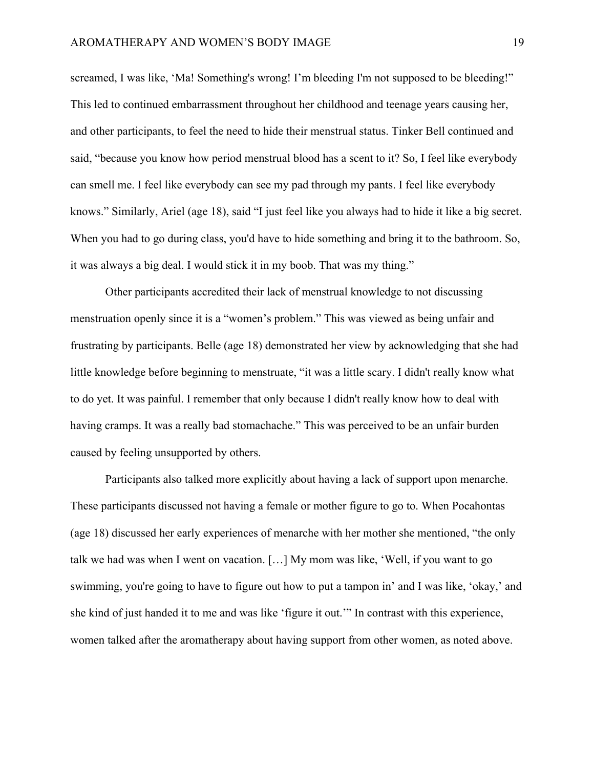screamed, I was like, 'Ma! Something's wrong! I'm bleeding I'm not supposed to be bleeding!" This led to continued embarrassment throughout her childhood and teenage years causing her, and other participants, to feel the need to hide their menstrual status. Tinker Bell continued and said, "because you know how period menstrual blood has a scent to it? So, I feel like everybody can smell me. I feel like everybody can see my pad through my pants. I feel like everybody knows." Similarly, Ariel (age 18), said "I just feel like you always had to hide it like a big secret. When you had to go during class, you'd have to hide something and bring it to the bathroom. So, it was always a big deal. I would stick it in my boob. That was my thing."

Other participants accredited their lack of menstrual knowledge to not discussing menstruation openly since it is a "women's problem." This was viewed as being unfair and frustrating by participants. Belle (age 18) demonstrated her view by acknowledging that she had little knowledge before beginning to menstruate, "it was a little scary. I didn't really know what to do yet. It was painful. I remember that only because I didn't really know how to deal with having cramps. It was a really bad stomachache." This was perceived to be an unfair burden caused by feeling unsupported by others.

Participants also talked more explicitly about having a lack of support upon menarche. These participants discussed not having a female or mother figure to go to. When Pocahontas (age 18) discussed her early experiences of menarche with her mother she mentioned, "the only talk we had was when I went on vacation. […] My mom was like, 'Well, if you want to go swimming, you're going to have to figure out how to put a tampon in' and I was like, 'okay,' and she kind of just handed it to me and was like 'figure it out.'" In contrast with this experience, women talked after the aromatherapy about having support from other women, as noted above.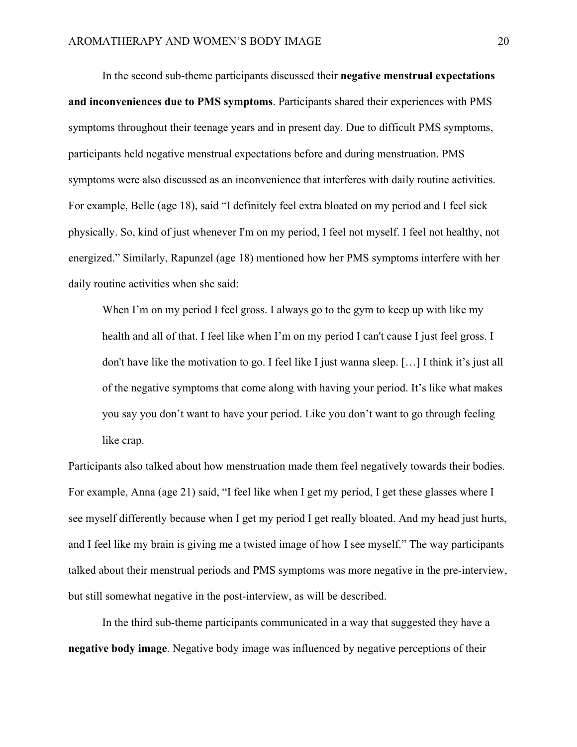In the second sub-theme participants discussed their **negative menstrual expectations and inconveniences due to PMS symptoms**. Participants shared their experiences with PMS symptoms throughout their teenage years and in present day. Due to difficult PMS symptoms, participants held negative menstrual expectations before and during menstruation. PMS symptoms were also discussed as an inconvenience that interferes with daily routine activities. For example, Belle (age 18), said "I definitely feel extra bloated on my period and I feel sick physically. So, kind of just whenever I'm on my period, I feel not myself. I feel not healthy, not energized." Similarly, Rapunzel (age 18) mentioned how her PMS symptoms interfere with her daily routine activities when she said:

> When I'm on my period I feel gross. I always go to the gym to keep up with like my health and all of that. I feel like when I'm on my period I can't cause I just feel gross. I don't have like the motivation to go. I feel like I just wanna sleep. […] I think it's just all of the negative symptoms that come along with having your period. It's like what makes you say you don't want to have your period. Like you don't want to go through feeling like crap.

Participants also talked about how menstruation made them feel negatively towards their bodies. For example, Anna (age 21) said, "I feel like when I get my period, I get these glasses where I see myself differently because when I get my period I get really bloated. And my head just hurts, and I feel like my brain is giving me a twisted image of how I see myself." The way participants talked about their menstrual periods and PMS symptoms was more negative in the pre-interview, but still somewhat negative in the post-interview, as will be described.

In the third sub-theme participants communicated in a way that suggested they have a **negative body image**. Negative body image was influenced by negative perceptions of their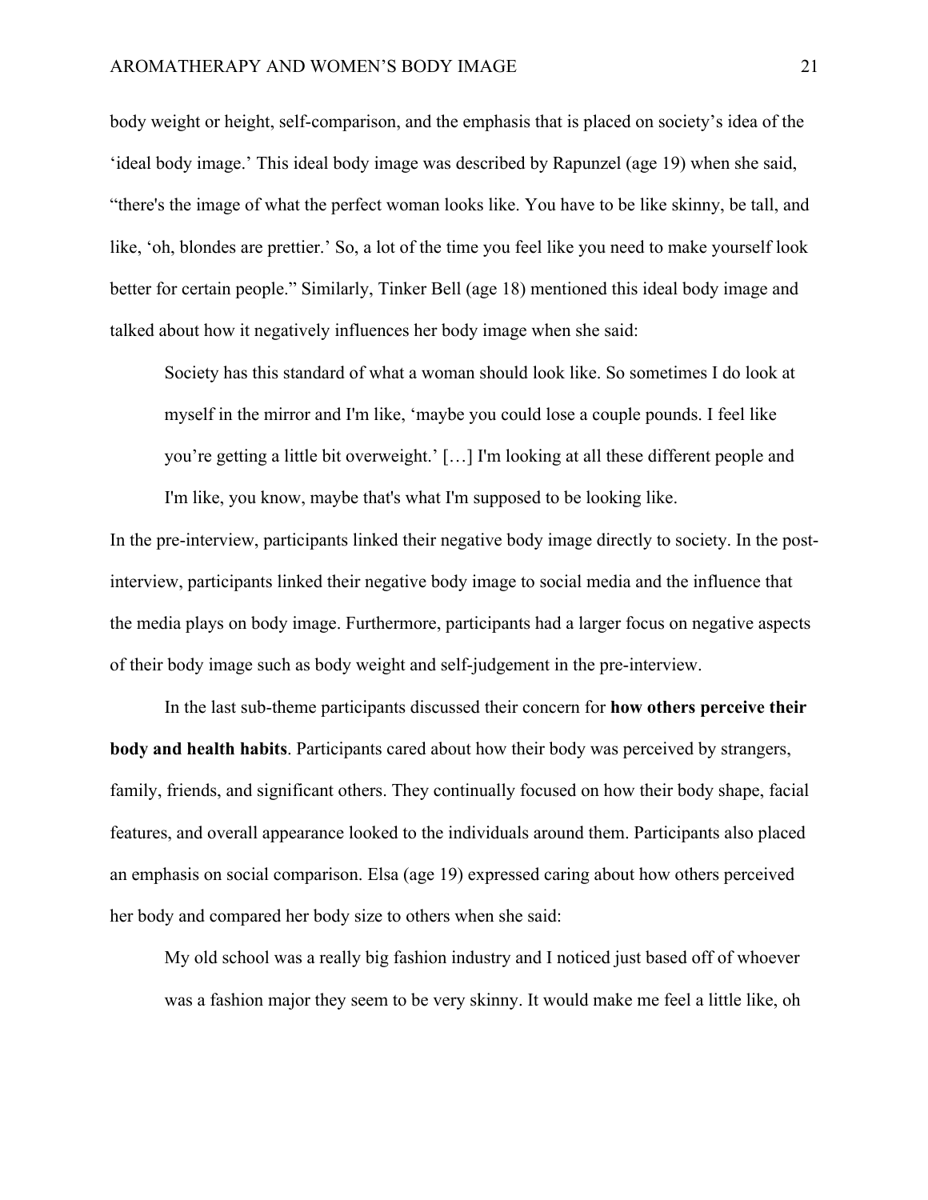body weight or height, self-comparison, and the emphasis that is placed on society's idea of the 'ideal body image.' This ideal body image was described by Rapunzel (age 19) when she said, "there's the image of what the perfect woman looks like. You have to be like skinny, be tall, and like, 'oh, blondes are prettier.' So, a lot of the time you feel like you need to make yourself look better for certain people." Similarly, Tinker Bell (age 18) mentioned this ideal body image and talked about how it negatively influences her body image when she said:

> Society has this standard of what a woman should look like. So sometimes I do look at myself in the mirror and I'm like, 'maybe you could lose a couple pounds. I feel like you're getting a little bit overweight.' […] I'm looking at all these different people and I'm like, you know, maybe that's what I'm supposed to be looking like.

In the pre-interview, participants linked their negative body image directly to society. In the post-interview, participants linked their negative body image to social media and the influence that the media plays on body image. Furthermore, participants had a larger focus on negative aspects of their body image such as body weight and self-judgement in the pre-interview.

In the last sub-theme participants discussed their concern for **how others perceive their body and health habits**. Participants cared about how their body was perceived by strangers, family, friends, and significant others. They continually focused on how their body shape, facial features, and overall appearance looked to the individuals around them. Participants also placed an emphasis on social comparison. Elsa (age 19) expressed caring about how others perceived her body and compared her body size to others when she said:

> My old school was a really big fashion industry and I noticed just based off of whoever was a fashion major they seem to be very skinny. It would make me feel a little like, oh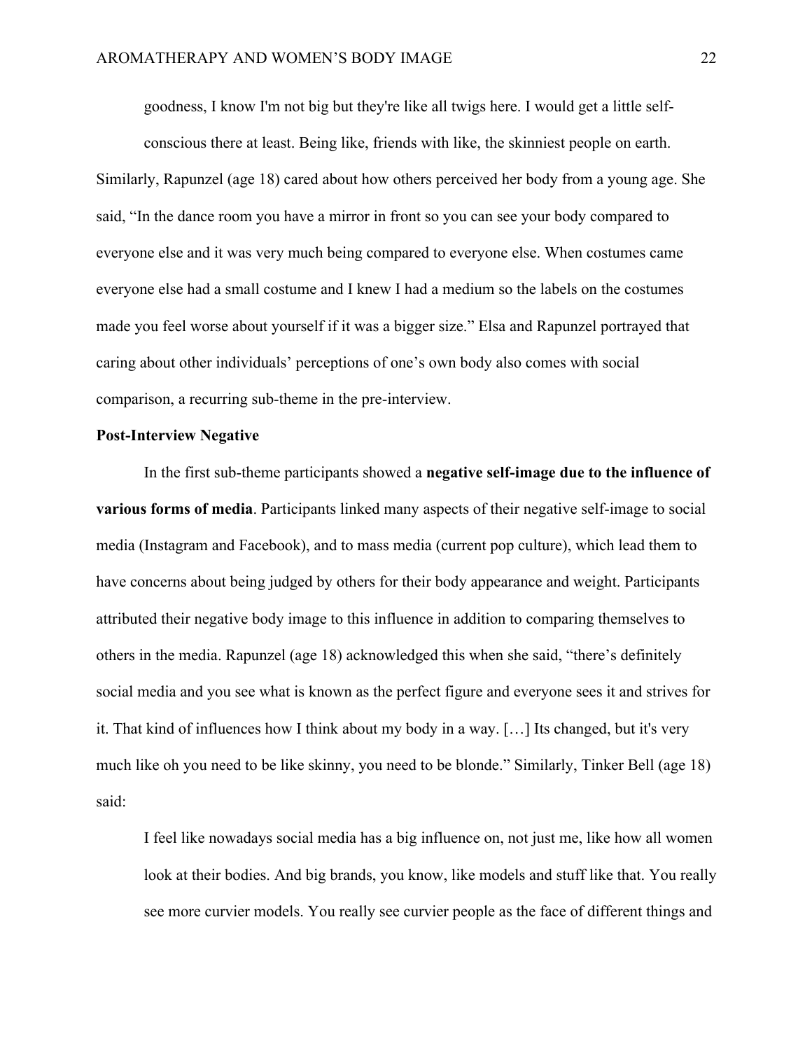> goodness, I know I'm not big but they're like all twigs here. I would get a little self-conscious there at least. Being like, friends with like, the skinniest people on earth.

Similarly, Rapunzel (age 18) cared about how others perceived her body from a young age. She said, "In the dance room you have a mirror in front so you can see your body compared to everyone else and it was very much being compared to everyone else. When costumes came everyone else had a small costume and I knew I had a medium so the labels on the costumes made you feel worse about yourself if it was a bigger size." Elsa and Rapunzel portrayed that caring about other individuals' perceptions of one's own body also comes with social comparison, a recurring sub-theme in the pre-interview.

**Post-Interview Negative**

In the first sub-theme participants showed a **negative self-image due to the influence of various forms of media**. Participants linked many aspects of their negative self-image to social media (Instagram and Facebook), and to mass media (current pop culture), which lead them to have concerns about being judged by others for their body appearance and weight. Participants attributed their negative body image to this influence in addition to comparing themselves to others in the media. Rapunzel (age 18) acknowledged this when she said, "there's definitely social media and you see what is known as the perfect figure and everyone sees it and strives for it. That kind of influences how I think about my body in a way. […] Its changed, but it's very much like oh you need to be like skinny, you need to be blonde." Similarly, Tinker Bell (age 18) said:

> I feel like nowadays social media has a big influence on, not just me, like how all women look at their bodies. And big brands, you know, like models and stuff like that. You really see more curvier models. You really see curvier people as the face of different things and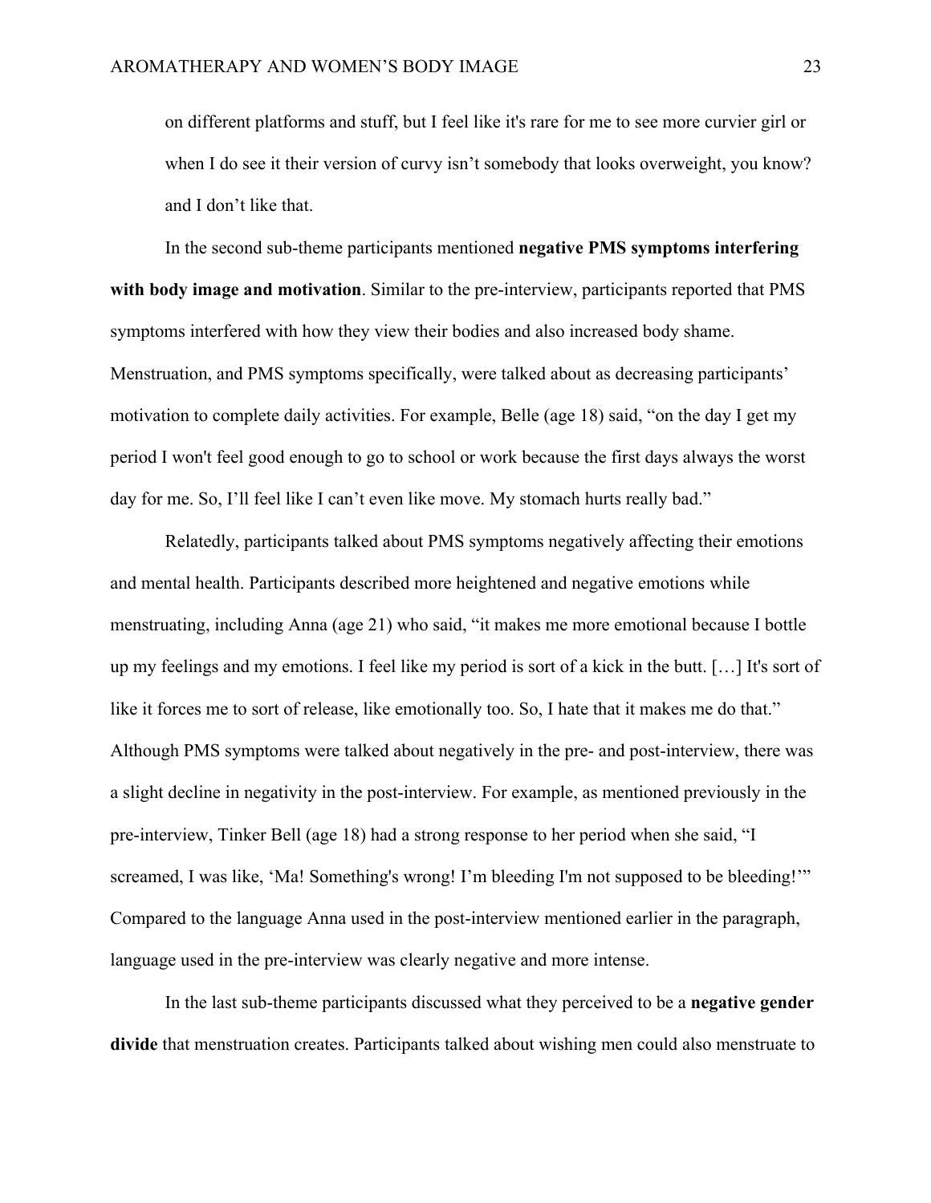on different platforms and stuff, but I feel like it's rare for me to see more curvier girl or when I do see it their version of curvy isn't somebody that looks overweight, you know? and I don't like that.

In the second sub-theme participants mentioned **negative PMS symptoms interfering with body image and motivation**. Similar to the pre-interview, participants reported that PMS symptoms interfered with how they view their bodies and also increased body shame. Menstruation, and PMS symptoms specifically, were talked about as decreasing participants' motivation to complete daily activities. For example, Belle (age 18) said, "on the day I get my period I won't feel good enough to go to school or work because the first days always the worst day for me. So, I'll feel like I can't even like move. My stomach hurts really bad."

Relatedly, participants talked about PMS symptoms negatively affecting their emotions and mental health. Participants described more heightened and negative emotions while menstruating, including Anna (age 21) who said, "it makes me more emotional because I bottle up my feelings and my emotions. I feel like my period is sort of a kick in the butt. […] It's sort of like it forces me to sort of release, like emotionally too. So, I hate that it makes me do that." Although PMS symptoms were talked about negatively in the pre- and post-interview, there was a slight decline in negativity in the post-interview. For example, as mentioned previously in the pre-interview, Tinker Bell (age 18) had a strong response to her period when she said, "I screamed, I was like, 'Ma! Something's wrong! I'm bleeding I'm not supposed to be bleeding!'" Compared to the language Anna used in the post-interview mentioned earlier in the paragraph, language used in the pre-interview was clearly negative and more intense.

In the last sub-theme participants discussed what they perceived to be a **negative gender divide** that menstruation creates. Participants talked about wishing men could also menstruate to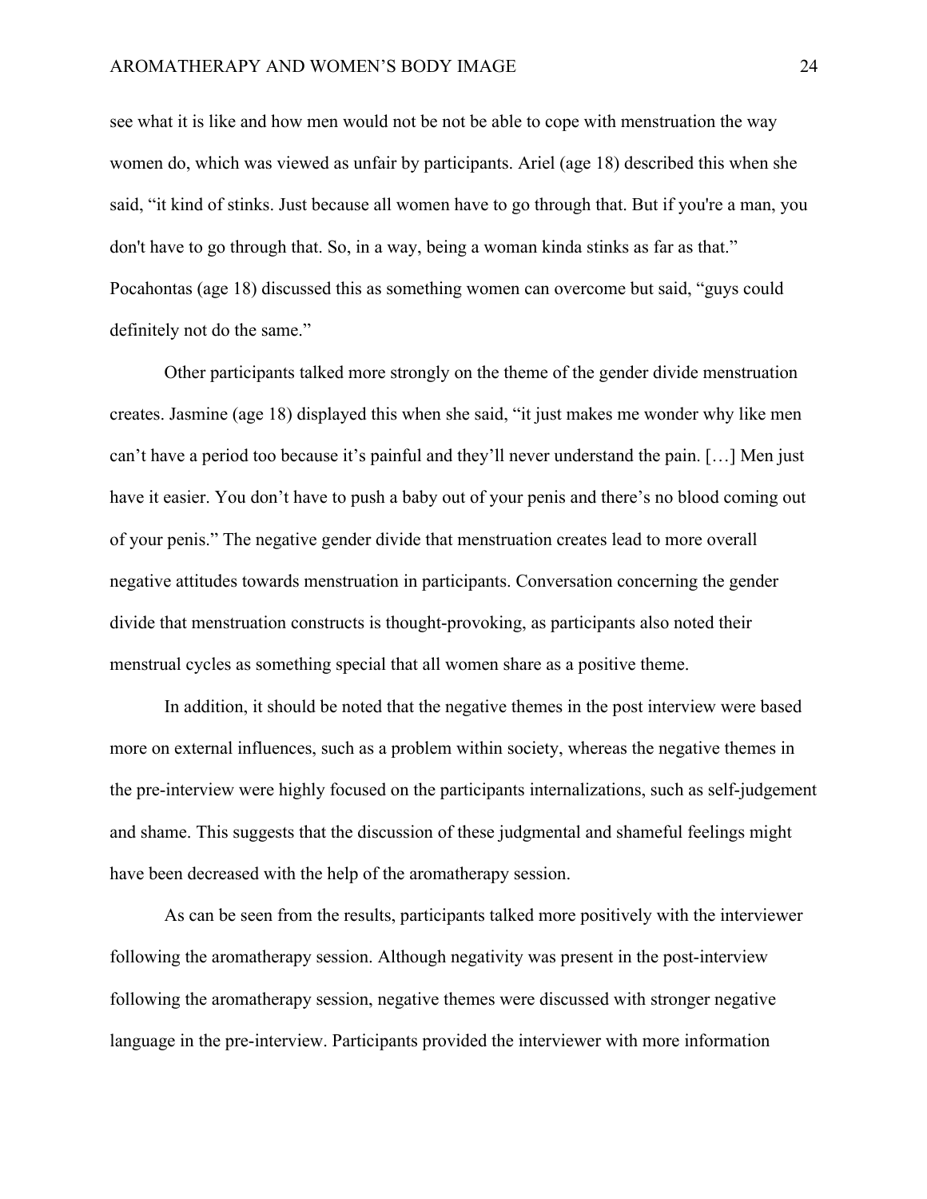see what it is like and how men would not be not be able to cope with menstruation the way women do, which was viewed as unfair by participants. Ariel (age 18) described this when she said, "it kind of stinks. Just because all women have to go through that. But if you're a man, you don't have to go through that. So, in a way, being a woman kinda stinks as far as that." Pocahontas (age 18) discussed this as something women can overcome but said, "guys could definitely not do the same."

Other participants talked more strongly on the theme of the gender divide menstruation creates. Jasmine (age 18) displayed this when she said, "it just makes me wonder why like men can't have a period too because it's painful and they'll never understand the pain. […] Men just have it easier. You don't have to push a baby out of your penis and there's no blood coming out of your penis." The negative gender divide that menstruation creates lead to more overall negative attitudes towards menstruation in participants. Conversation concerning the gender divide that menstruation constructs is thought-provoking, as participants also noted their menstrual cycles as something special that all women share as a positive theme.

In addition, it should be noted that the negative themes in the post interview were based more on external influences, such as a problem within society, whereas the negative themes in the pre-interview were highly focused on the participants internalizations, such as self-judgement and shame. This suggests that the discussion of these judgmental and shameful feelings might have been decreased with the help of the aromatherapy session.

As can be seen from the results, participants talked more positively with the interviewer following the aromatherapy session. Although negativity was present in the post-interview following the aromatherapy session, negative themes were discussed with stronger negative language in the pre-interview. Participants provided the interviewer with more information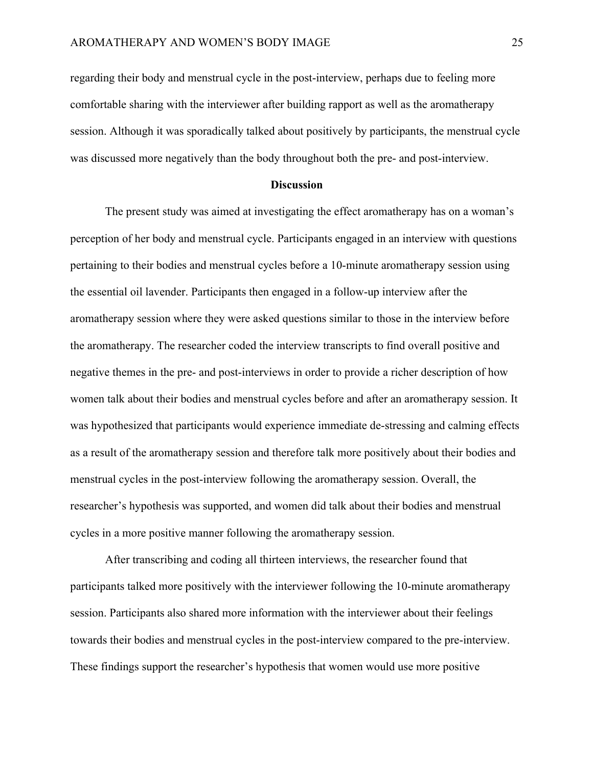regarding their body and menstrual cycle in the post-interview, perhaps due to feeling more comfortable sharing with the interviewer after building rapport as well as the aromatherapy session. Although it was sporadically talked about positively by participants, the menstrual cycle was discussed more negatively than the body throughout both the pre- and post-interview.

## Discussion

The present study was aimed at investigating the effect aromatherapy has on a woman's perception of her body and menstrual cycle. Participants engaged in an interview with questions pertaining to their bodies and menstrual cycles before a 10-minute aromatherapy session using the essential oil lavender. Participants then engaged in a follow-up interview after the aromatherapy session where they were asked questions similar to those in the interview before the aromatherapy. The researcher coded the interview transcripts to find overall positive and negative themes in the pre- and post-interviews in order to provide a richer description of how women talk about their bodies and menstrual cycles before and after an aromatherapy session. It was hypothesized that participants would experience immediate de-stressing and calming effects as a result of the aromatherapy session and therefore talk more positively about their bodies and menstrual cycles in the post-interview following the aromatherapy session. Overall, the researcher's hypothesis was supported, and women did talk about their bodies and menstrual cycles in a more positive manner following the aromatherapy session.

After transcribing and coding all thirteen interviews, the researcher found that participants talked more positively with the interviewer following the 10-minute aromatherapy session. Participants also shared more information with the interviewer about their feelings towards their bodies and menstrual cycles in the post-interview compared to the pre-interview. These findings support the researcher's hypothesis that women would use more positive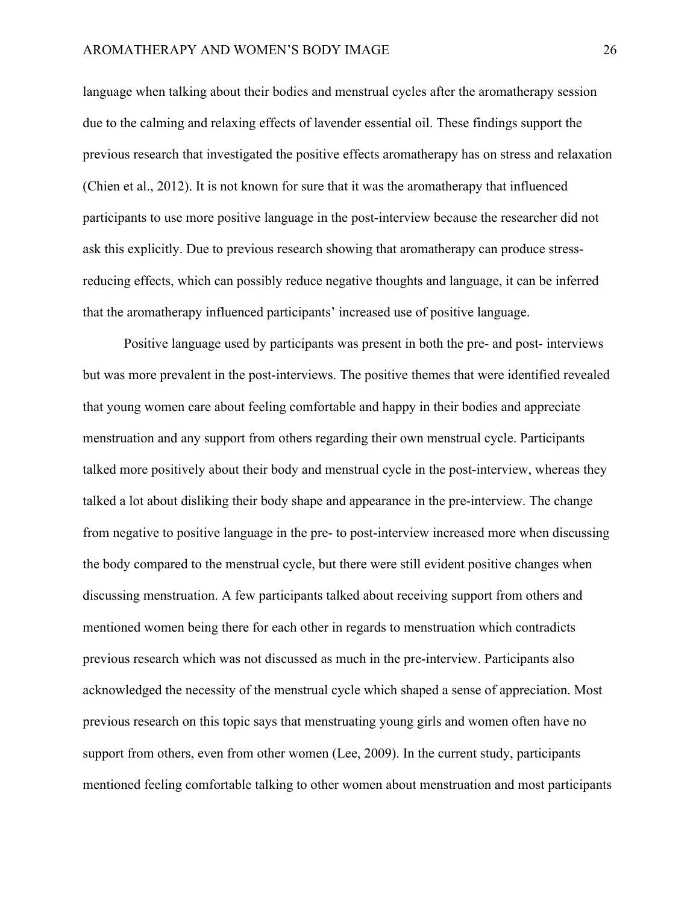language when talking about their bodies and menstrual cycles after the aromatherapy session due to the calming and relaxing effects of lavender essential oil. These findings support the previous research that investigated the positive effects aromatherapy has on stress and relaxation (Chien et al., 2012). It is not known for sure that it was the aromatherapy that influenced participants to use more positive language in the post-interview because the researcher did not ask this explicitly. Due to previous research showing that aromatherapy can produce stress-reducing effects, which can possibly reduce negative thoughts and language, it can be inferred that the aromatherapy influenced participants' increased use of positive language.

Positive language used by participants was present in both the pre- and post- interviews but was more prevalent in the post-interviews. The positive themes that were identified revealed that young women care about feeling comfortable and happy in their bodies and appreciate menstruation and any support from others regarding their own menstrual cycle. Participants talked more positively about their body and menstrual cycle in the post-interview, whereas they talked a lot about disliking their body shape and appearance in the pre-interview. The change from negative to positive language in the pre- to post-interview increased more when discussing the body compared to the menstrual cycle, but there were still evident positive changes when discussing menstruation. A few participants talked about receiving support from others and mentioned women being there for each other in regards to menstruation which contradicts previous research which was not discussed as much in the pre-interview. Participants also acknowledged the necessity of the menstrual cycle which shaped a sense of appreciation. Most previous research on this topic says that menstruating young girls and women often have no support from others, even from other women (Lee, 2009). In the current study, participants mentioned feeling comfortable talking to other women about menstruation and most participants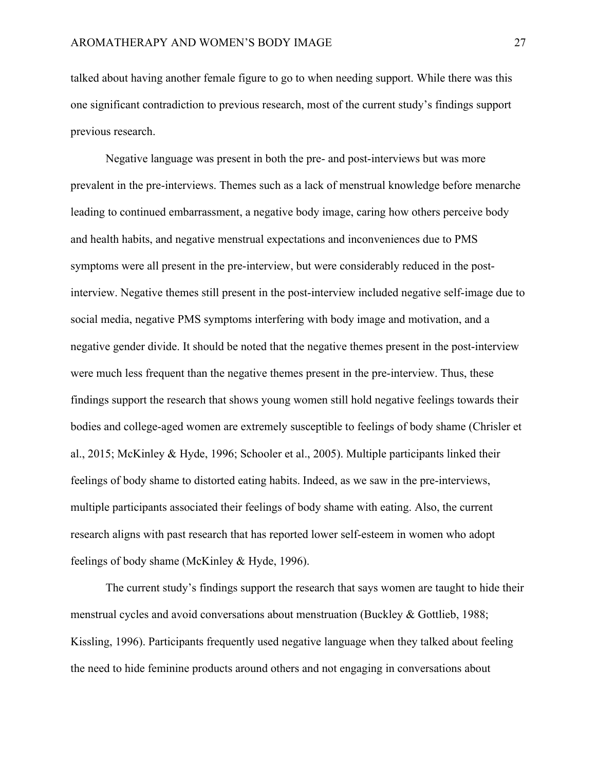talked about having another female figure to go to when needing support. While there was this one significant contradiction to previous research, most of the current study's findings support previous research.

Negative language was present in both the pre- and post-interviews but was more prevalent in the pre-interviews. Themes such as a lack of menstrual knowledge before menarche leading to continued embarrassment, a negative body image, caring how others perceive body and health habits, and negative menstrual expectations and inconveniences due to PMS symptoms were all present in the pre-interview, but were considerably reduced in the post-interview. Negative themes still present in the post-interview included negative self-image due to social media, negative PMS symptoms interfering with body image and motivation, and a negative gender divide. It should be noted that the negative themes present in the post-interview were much less frequent than the negative themes present in the pre-interview. Thus, these findings support the research that shows young women still hold negative feelings towards their bodies and college-aged women are extremely susceptible to feelings of body shame (Chrisler et al., 2015; McKinley & Hyde, 1996; Schooler et al., 2005). Multiple participants linked their feelings of body shame to distorted eating habits. Indeed, as we saw in the pre-interviews, multiple participants associated their feelings of body shame with eating. Also, the current research aligns with past research that has reported lower self-esteem in women who adopt feelings of body shame (McKinley & Hyde, 1996).

The current study's findings support the research that says women are taught to hide their menstrual cycles and avoid conversations about menstruation (Buckley & Gottlieb, 1988; Kissling, 1996). Participants frequently used negative language when they talked about feeling the need to hide feminine products around others and not engaging in conversations about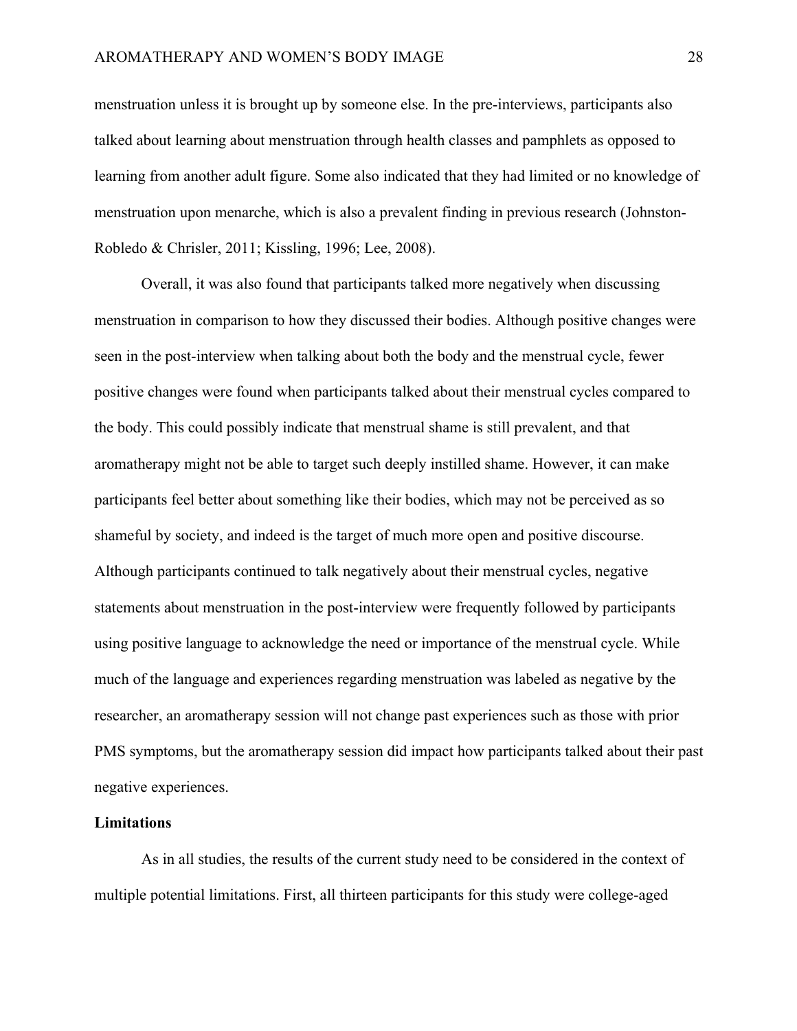menstruation unless it is brought up by someone else. In the pre-interviews, participants also talked about learning about menstruation through health classes and pamphlets as opposed to learning from another adult figure. Some also indicated that they had limited or no knowledge of menstruation upon menarche, which is also a prevalent finding in previous research (Johnston-Robledo & Chrisler, 2011; Kissling, 1996; Lee, 2008).

Overall, it was also found that participants talked more negatively when discussing menstruation in comparison to how they discussed their bodies. Although positive changes were seen in the post-interview when talking about both the body and the menstrual cycle, fewer positive changes were found when participants talked about their menstrual cycles compared to the body. This could possibly indicate that menstrual shame is still prevalent, and that aromatherapy might not be able to target such deeply instilled shame. However, it can make participants feel better about something like their bodies, which may not be perceived as so shameful by society, and indeed is the target of much more open and positive discourse. Although participants continued to talk negatively about their menstrual cycles, negative statements about menstruation in the post-interview were frequently followed by participants using positive language to acknowledge the need or importance of the menstrual cycle. While much of the language and experiences regarding menstruation was labeled as negative by the researcher, an aromatherapy session will not change past experiences such as those with prior PMS symptoms, but the aromatherapy session did impact how participants talked about their past negative experiences.

**Limitations**

As in all studies, the results of the current study need to be considered in the context of multiple potential limitations. First, all thirteen participants for this study were college-aged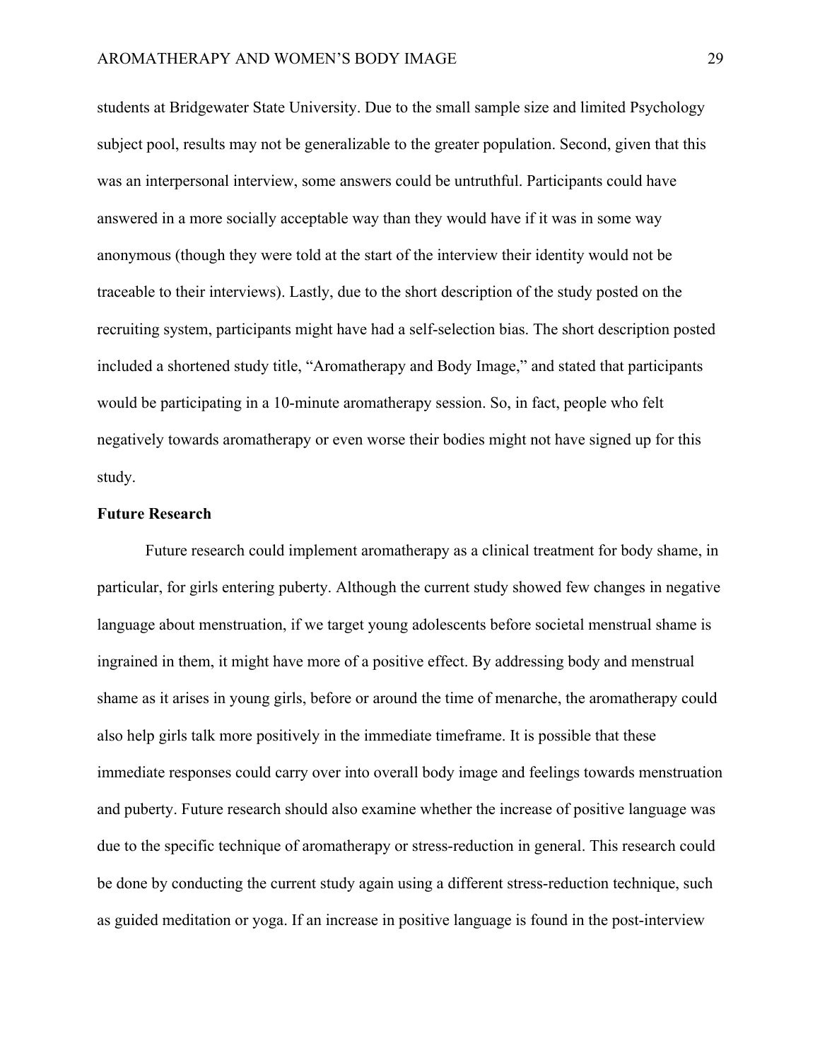students at Bridgewater State University. Due to the small sample size and limited Psychology subject pool, results may not be generalizable to the greater population. Second, given that this was an interpersonal interview, some answers could be untruthful. Participants could have answered in a more socially acceptable way than they would have if it was in some way anonymous (though they were told at the start of the interview their identity would not be traceable to their interviews). Lastly, due to the short description of the study posted on the recruiting system, participants might have had a self-selection bias. The short description posted included a shortened study title, "Aromatherapy and Body Image," and stated that participants would be participating in a 10-minute aromatherapy session. So, in fact, people who felt negatively towards aromatherapy or even worse their bodies might not have signed up for this study.

**Future Research**

Future research could implement aromatherapy as a clinical treatment for body shame, in particular, for girls entering puberty. Although the current study showed few changes in negative language about menstruation, if we target young adolescents before societal menstrual shame is ingrained in them, it might have more of a positive effect. By addressing body and menstrual shame as it arises in young girls, before or around the time of menarche, the aromatherapy could also help girls talk more positively in the immediate timeframe. It is possible that these immediate responses could carry over into overall body image and feelings towards menstruation and puberty. Future research should also examine whether the increase of positive language was due to the specific technique of aromatherapy or stress-reduction in general. This research could be done by conducting the current study again using a different stress-reduction technique, such as guided meditation or yoga. If an increase in positive language is found in the post-interview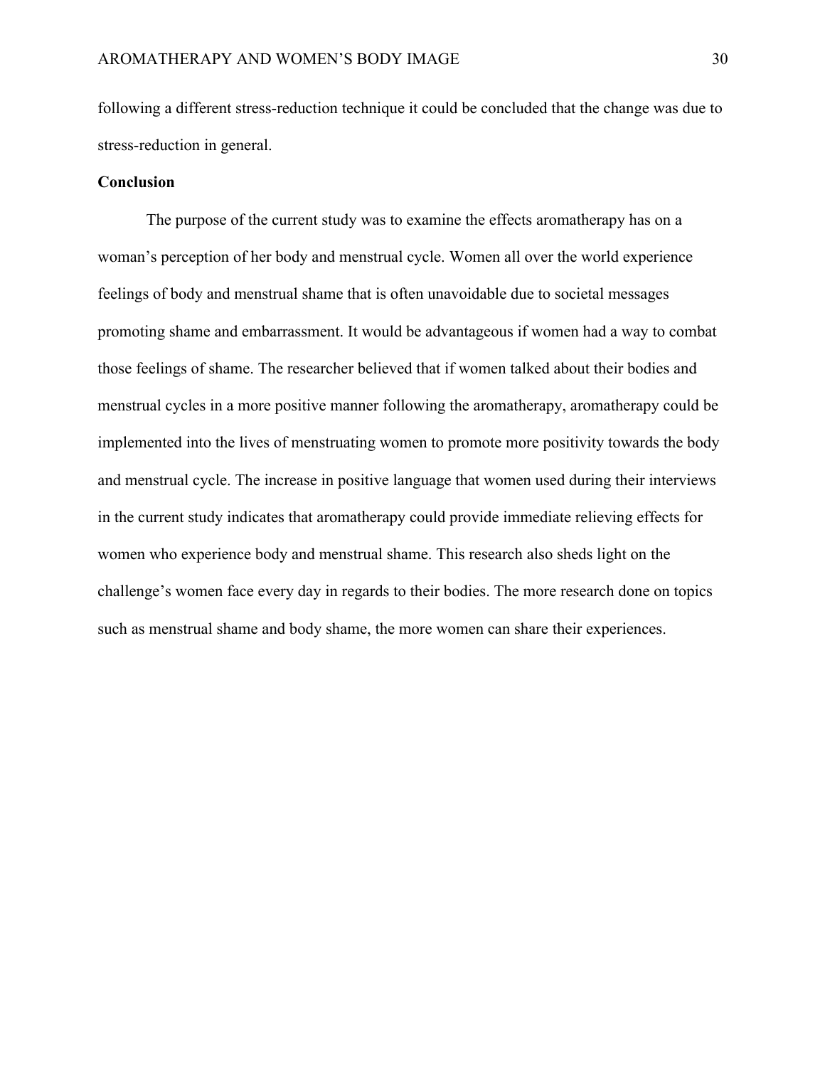following a different stress-reduction technique it could be concluded that the change was due to stress-reduction in general.

**Conclusion**

The purpose of the current study was to examine the effects aromatherapy has on a woman's perception of her body and menstrual cycle. Women all over the world experience feelings of body and menstrual shame that is often unavoidable due to societal messages promoting shame and embarrassment. It would be advantageous if women had a way to combat those feelings of shame. The researcher believed that if women talked about their bodies and menstrual cycles in a more positive manner following the aromatherapy, aromatherapy could be implemented into the lives of menstruating women to promote more positivity towards the body and menstrual cycle. The increase in positive language that women used during their interviews in the current study indicates that aromatherapy could provide immediate relieving effects for women who experience body and menstrual shame. This research also sheds light on the challenge's women face every day in regards to their bodies. The more research done on topics such as menstrual shame and body shame, the more women can share their experiences.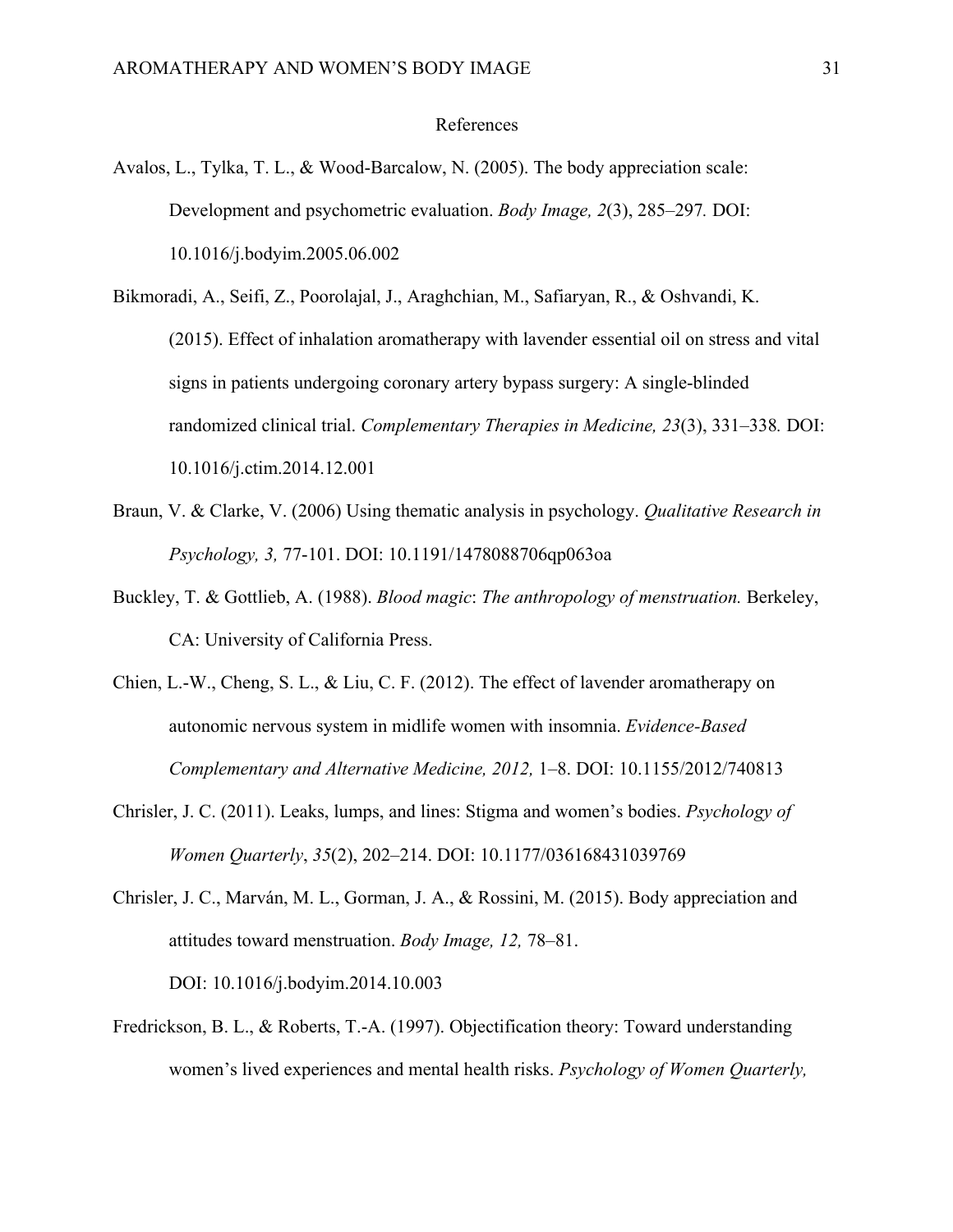# References

Avalos, L., Tylka, T. L., & Wood-Barcalow, N. (2005). The body appreciation scale: Development and psychometric evaluation. *Body Image, 2*(3), 285–297. DOI: 10.1016/j.bodyim.2005.06.002

Bikmoradi, A., Seifi, Z., Poorolajal, J., Araghchian, M., Safiaryan, R., & Oshvandi, K. (2015). Effect of inhalation aromatherapy with lavender essential oil on stress and vital signs in patients undergoing coronary artery bypass surgery: A single-blinded randomized clinical trial. *Complementary Therapies in Medicine, 23*(3), 331–338. DOI: 10.1016/j.ctim.2014.12.001

Braun, V. & Clarke, V. (2006) Using thematic analysis in psychology. *Qualitative Research in Psychology, 3,* 77-101. DOI: 10.1191/1478088706qp063oa

Buckley, T. & Gottlieb, A. (1988). *Blood magic*: *The anthropology of menstruation.* Berkeley, CA: University of California Press.

Chien, L.-W., Cheng, S. L., & Liu, C. F. (2012). The effect of lavender aromatherapy on autonomic nervous system in midlife women with insomnia. *Evidence-Based Complementary and Alternative Medicine, 2012,* 1–8. DOI: 10.1155/2012/740813

Chrisler, J. C. (2011). Leaks, lumps, and lines: Stigma and women's bodies. *Psychology of Women Quarterly*, *35*(2), 202–214. DOI: 10.1177/036168431039769

Chrisler, J. C., Marván, M. L., Gorman, J. A., & Rossini, M. (2015). Body appreciation and attitudes toward menstruation. *Body Image, 12,* 78–81. DOI: 10.1016/j.bodyim.2014.10.003

Fredrickson, B. L., & Roberts, T.-A. (1997). Objectification theory: Toward understanding women's lived experiences and mental health risks. *Psychology of Women Quarterly,*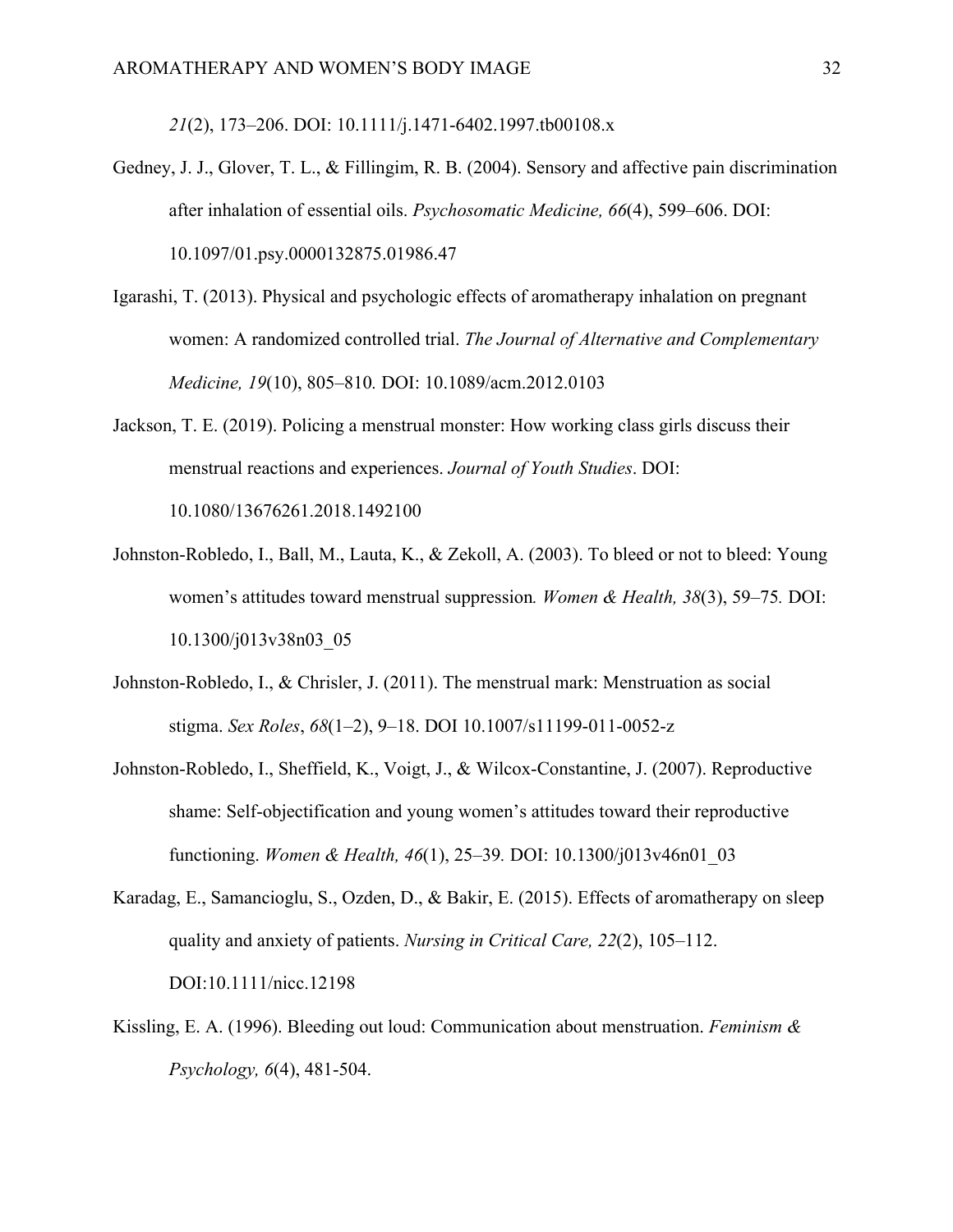*21*(2), 173–206. DOI: 10.1111/j.1471-6402.1997.tb00108.x

Gedney, J. J., Glover, T. L., & Fillingim, R. B. (2004). Sensory and affective pain discrimination after inhalation of essential oils. *Psychosomatic Medicine, 66*(4), 599–606. DOI: 10.1097/01.psy.0000132875.01986.47

Igarashi, T. (2013). Physical and psychologic effects of aromatherapy inhalation on pregnant women: A randomized controlled trial. *The Journal of Alternative and Complementary Medicine, 19*(10), 805–810. DOI: 10.1089/acm.2012.0103

Jackson, T. E. (2019). Policing a menstrual monster: How working class girls discuss their menstrual reactions and experiences. *Journal of Youth Studies*. DOI: 10.1080/13676261.2018.1492100

Johnston-Robledo, I., Ball, M., Lauta, K., & Zekoll, A. (2003). To bleed or not to bleed: Young women's attitudes toward menstrual suppression*. Women & Health, 38*(3), 59–75*.* DOI: 10.1300/j013v38n03_05

Johnston-Robledo, I., & Chrisler, J. (2011). The menstrual mark: Menstruation as social stigma. *Sex Roles*, *68*(1–2), 9–18. DOI 10.1007/s11199-011-0052-z

Johnston-Robledo, I., Sheffield, K., Voigt, J., & Wilcox-Constantine, J. (2007). Reproductive shame: Self-objectification and young women's attitudes toward their reproductive functioning. *Women & Health, 46*(1), 25–39*.* DOI: 10.1300/j013v46n01_03

Karadag, E., Samancioglu, S., Ozden, D., & Bakir, E. (2015). Effects of aromatherapy on sleep quality and anxiety of patients. *Nursing in Critical Care, 22*(2), 105–112. DOI:10.1111/nicc.12198

Kissling, E. A. (1996). Bleeding out loud: Communication about menstruation. *Feminism & Psychology, 6*(4), 481-504.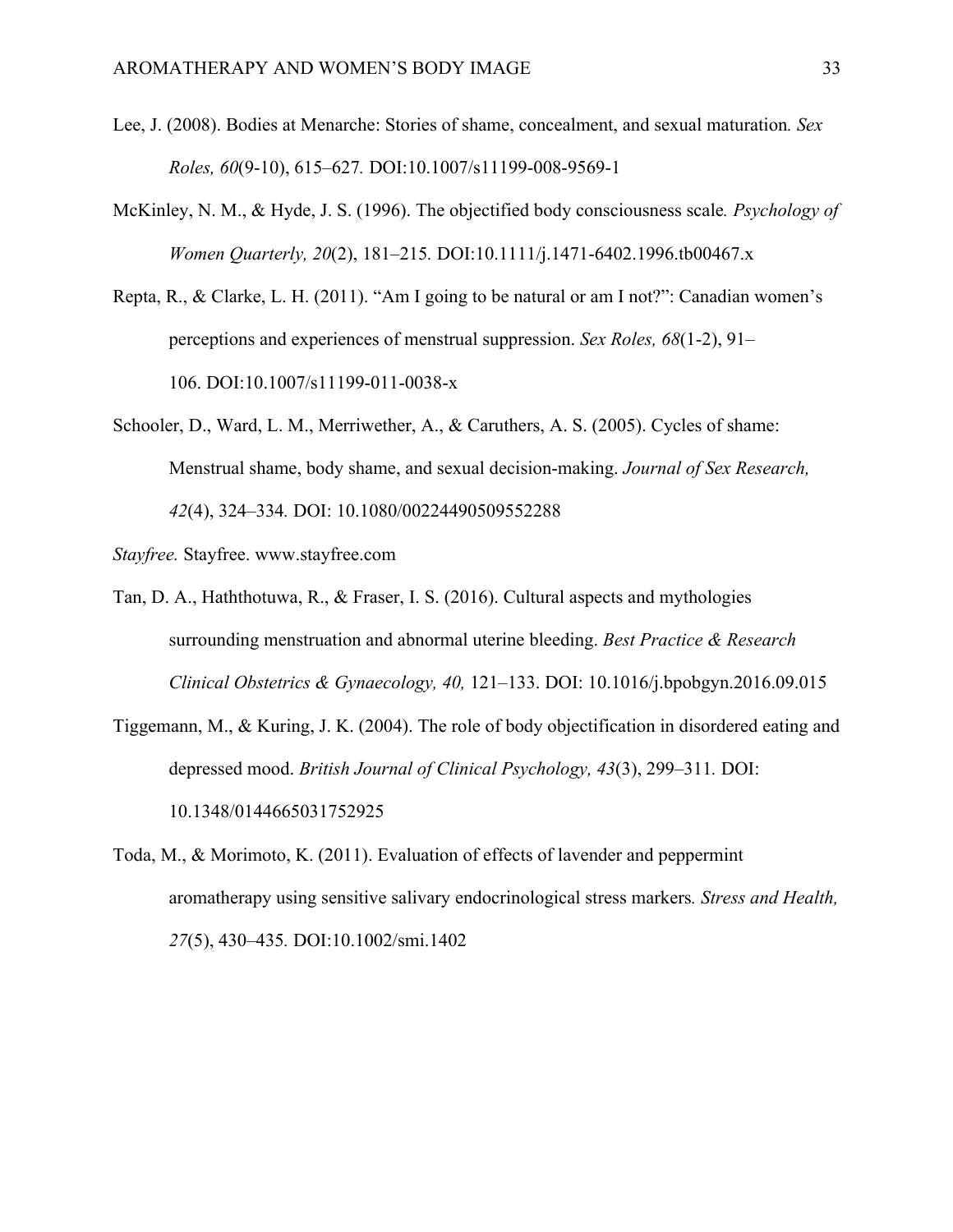Lee, J. (2008). Bodies at Menarche: Stories of shame, concealment, and sexual maturation. *Sex Roles, 60*(9-10), 615–627. DOI:10.1007/s11199-008-9569-1

McKinley, N. M., & Hyde, J. S. (1996). The objectified body consciousness scale. *Psychology of Women Quarterly, 20*(2), 181–215. DOI:10.1111/j.1471-6402.1996.tb00467.x

Repta, R., & Clarke, L. H. (2011). "Am I going to be natural or am I not?": Canadian women's perceptions and experiences of menstrual suppression. *Sex Roles, 68*(1-2), 91–106. DOI:10.1007/s11199-011-0038-x

Schooler, D., Ward, L. M., Merriwether, A., & Caruthers, A. S. (2005). Cycles of shame: Menstrual shame, body shame, and sexual decision-making. *Journal of Sex Research, 42*(4), 324–334. DOI: 10.1080/00224490509552288

*Stayfree.* Stayfree. www.stayfree.com

Tan, D. A., Haththotuwa, R., & Fraser, I. S. (2016). Cultural aspects and mythologies surrounding menstruation and abnormal uterine bleeding. *Best Practice & Research Clinical Obstetrics & Gynaecology, 40,* 121–133. DOI: 10.1016/j.bpobgyn.2016.09.015

Tiggemann, M., & Kuring, J. K. (2004). The role of body objectification in disordered eating and depressed mood. *British Journal of Clinical Psychology, 43*(3), 299–311. DOI: 10.1348/0144665031752925

Toda, M., & Morimoto, K. (2011). Evaluation of effects of lavender and peppermint aromatherapy using sensitive salivary endocrinological stress markers. *Stress and Health, 27*(5), 430–435. DOI:10.1002/smi.1402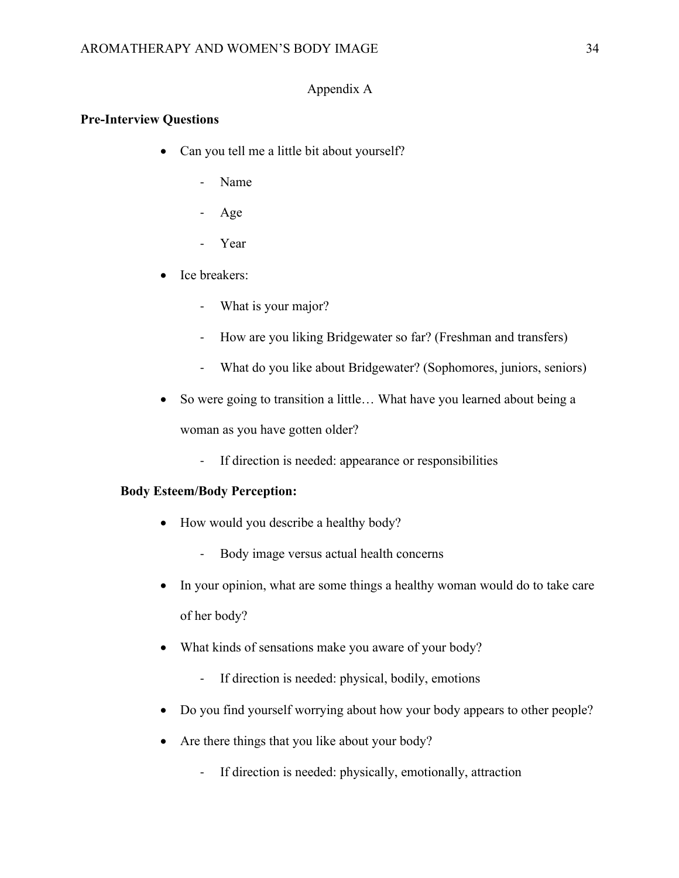## Appendix A

**Pre-Interview Questions**

- Can you tell me a little bit about yourself?
  - Name
  - Age
  - Year
- Ice breakers:
  - What is your major?
  - How are you liking Bridgewater so far? (Freshman and transfers)
  - What do you like about Bridgewater? (Sophomores, juniors, seniors)
- So were going to transition a little… What have you learned about being a woman as you have gotten older?
  - If direction is needed: appearance or responsibilities

**Body Esteem/Body Perception:**

- How would you describe a healthy body?
  - Body image versus actual health concerns
- In your opinion, what are some things a healthy woman would do to take care of her body?
- What kinds of sensations make you aware of your body?
  - If direction is needed: physical, bodily, emotions
- Do you find yourself worrying about how your body appears to other people?
- Are there things that you like about your body?
  - If direction is needed: physically, emotionally, attraction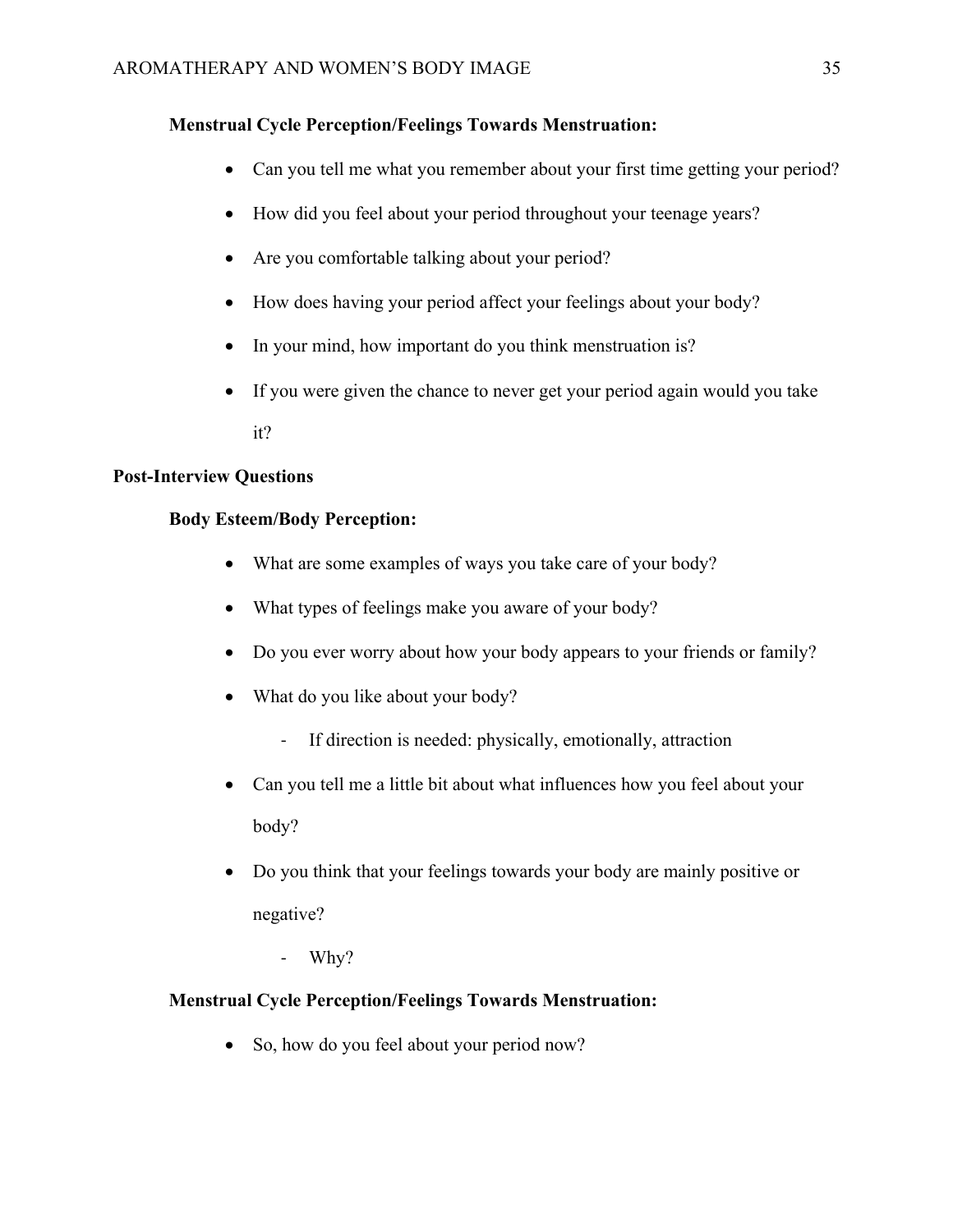**Menstrual Cycle Perception/Feelings Towards Menstruation:**

- Can you tell me what you remember about your first time getting your period?
- How did you feel about your period throughout your teenage years?
- Are you comfortable talking about your period?
- How does having your period affect your feelings about your body?
- In your mind, how important do you think menstruation is?
- If you were given the chance to never get your period again would you take it?

**Post-Interview Questions**

**Body Esteem/Body Perception:**

- What are some examples of ways you take care of your body?
- What types of feelings make you aware of your body?
- Do you ever worry about how your body appears to your friends or family?
- What do you like about your body?
  - If direction is needed: physically, emotionally, attraction
- Can you tell me a little bit about what influences how you feel about your body?
- Do you think that your feelings towards your body are mainly positive or negative?
  - Why?

**Menstrual Cycle Perception/Feelings Towards Menstruation:**

- So, how do you feel about your period now?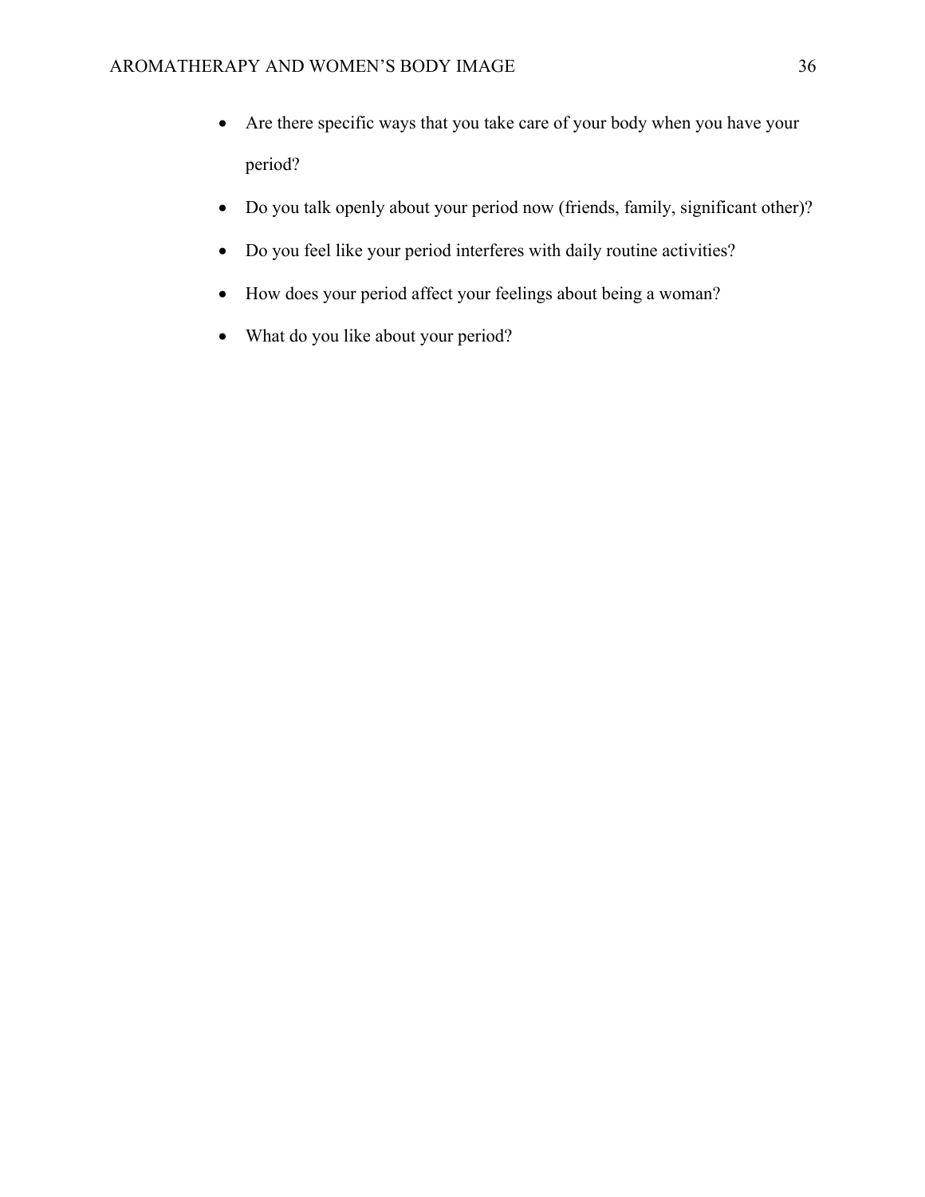- Are there specific ways that you take care of your body when you have your period?
- Do you talk openly about your period now (friends, family, significant other)?
- Do you feel like your period interferes with daily routine activities?
- How does your period affect your feelings about being a woman?
- What do you like about your period?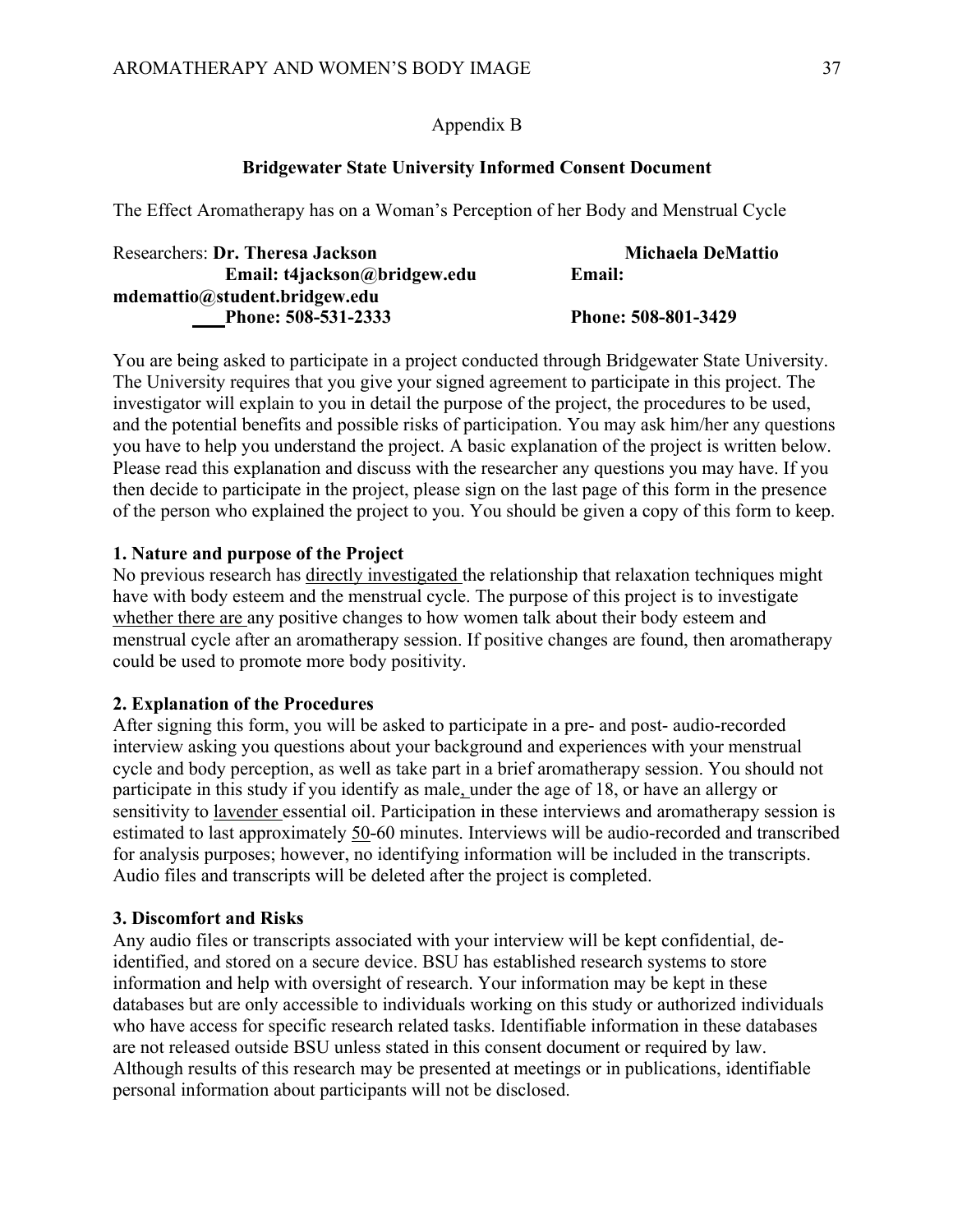Appendix B

**Bridgewater State University Informed Consent Document**

The Effect Aromatherapy has on a Woman's Perception of her Body and Menstrual Cycle

Researchers: **Dr. Theresa Jackson** **Michaela DeMattio**
**Email: t4jackson@bridgew.edu** **Email: mdemattio@student.bridgew.edu**
**Phone: 508-531-2333** **Phone: 508-801-3429**

You are being asked to participate in a project conducted through Bridgewater State University. The University requires that you give your signed agreement to participate in this project. The investigator will explain to you in detail the purpose of the project, the procedures to be used, and the potential benefits and possible risks of participation. You may ask him/her any questions you have to help you understand the project. A basic explanation of the project is written below. Please read this explanation and discuss with the researcher any questions you may have. If you then decide to participate in the project, please sign on the last page of this form in the presence of the person who explained the project to you. You should be given a copy of this form to keep.

**1. Nature and purpose of the Project**

No previous research has directly investigated the relationship that relaxation techniques might have with body esteem and the menstrual cycle. The purpose of this project is to investigate whether there are any positive changes to how women talk about their body esteem and menstrual cycle after an aromatherapy session. If positive changes are found, then aromatherapy could be used to promote more body positivity.

**2. Explanation of the Procedures**

After signing this form, you will be asked to participate in a pre- and post- audio-recorded interview asking you questions about your background and experiences with your menstrual cycle and body perception, as well as take part in a brief aromatherapy session. You should not participate in this study if you identify as male, under the age of 18, or have an allergy or sensitivity to lavender essential oil. Participation in these interviews and aromatherapy session is estimated to last approximately 50-60 minutes. Interviews will be audio-recorded and transcribed for analysis purposes; however, no identifying information will be included in the transcripts. Audio files and transcripts will be deleted after the project is completed.

**3. Discomfort and Risks**

Any audio files or transcripts associated with your interview will be kept confidential, de-identified, and stored on a secure device. BSU has established research systems to store information and help with oversight of research. Your information may be kept in these databases but are only accessible to individuals working on this study or authorized individuals who have access for specific research related tasks. Identifiable information in these databases are not released outside BSU unless stated in this consent document or required by law. Although results of this research may be presented at meetings or in publications, identifiable personal information about participants will not be disclosed.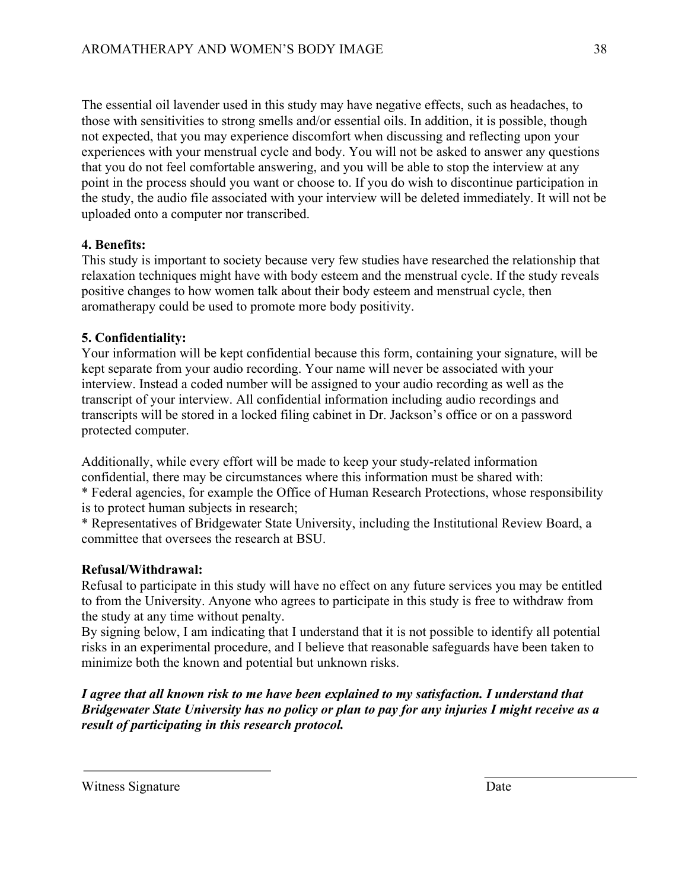The essential oil lavender used in this study may have negative effects, such as headaches, to those with sensitivities to strong smells and/or essential oils. In addition, it is possible, though not expected, that you may experience discomfort when discussing and reflecting upon your experiences with your menstrual cycle and body. You will not be asked to answer any questions that you do not feel comfortable answering, and you will be able to stop the interview at any point in the process should you want or choose to. If you do wish to discontinue participation in the study, the audio file associated with your interview will be deleted immediately. It will not be uploaded onto a computer nor transcribed.

**4. Benefits:**
This study is important to society because very few studies have researched the relationship that relaxation techniques might have with body esteem and the menstrual cycle. If the study reveals positive changes to how women talk about their body esteem and menstrual cycle, then aromatherapy could be used to promote more body positivity.

**5. Confidentiality:**
Your information will be kept confidential because this form, containing your signature, will be kept separate from your audio recording. Your name will never be associated with your interview. Instead a coded number will be assigned to your audio recording as well as the transcript of your interview. All confidential information including audio recordings and transcripts will be stored in a locked filing cabinet in Dr. Jackson's office or on a password protected computer.

Additionally, while every effort will be made to keep your study-related information confidential, there may be circumstances where this information must be shared with:
* Federal agencies, for example the Office of Human Research Protections, whose responsibility is to protect human subjects in research;
* Representatives of Bridgewater State University, including the Institutional Review Board, a committee that oversees the research at BSU.

**Refusal/Withdrawal:**
Refusal to participate in this study will have no effect on any future services you may be entitled to from the University. Anyone who agrees to participate in this study is free to withdraw from the study at any time without penalty.
By signing below, I am indicating that I understand that it is not possible to identify all potential risks in an experimental procedure, and I believe that reasonable safeguards have been taken to minimize both the known and potential but unknown risks.

***I agree that all known risk to me have been explained to my satisfaction. I understand that Bridgewater State University has no policy or plan to pay for any injuries I might receive as a result of participating in this research protocol.***

\_\_\_\_\_\_\_\_\_\_\_\_\_\_\_\_\_\_\_\_\_\_\_\_\_\_\_\_ \_\_\_\_\_\_\_\_\_\_\_\_\_\_\_\_\_\_\_\_\_\_\_\_

Witness Signature Date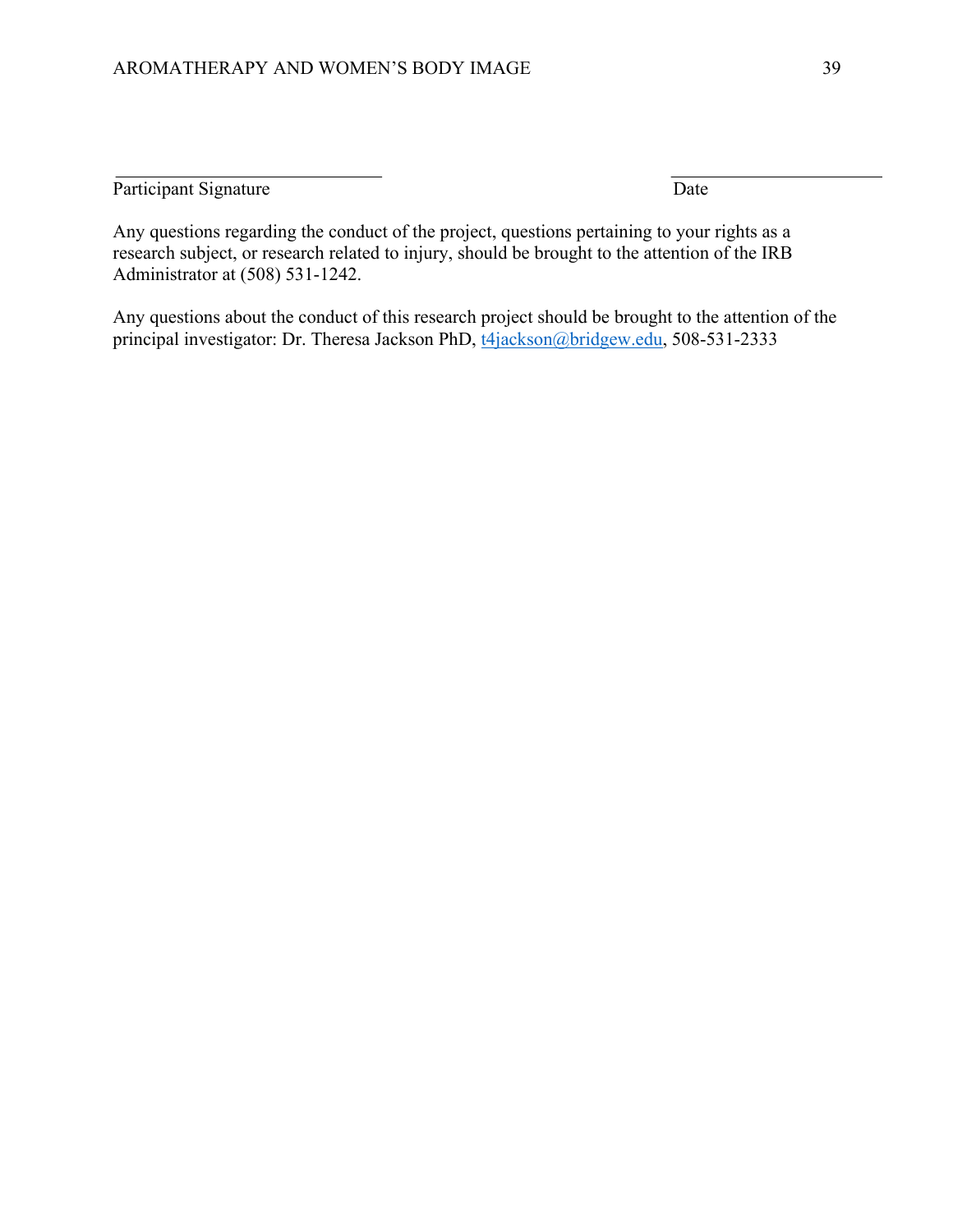\_\_\_\_\_\_\_\_\_\_\_\_\_\_\_\_\_\_\_\_\_\_\_\_\_\_\_\_\_\_ \_\_\_\_\_\_\_\_\_\_\_\_\_\_\_\_\_\_\_\_\_\_\_\_

Participant Signature Date

Any questions regarding the conduct of the project, questions pertaining to your rights as a research subject, or research related to injury, should be brought to the attention of the IRB Administrator at (508) 531-1242.

Any questions about the conduct of this research project should be brought to the attention of the principal investigator: Dr. Theresa Jackson PhD, t4jackson@bridgew.edu, 508-531-2333